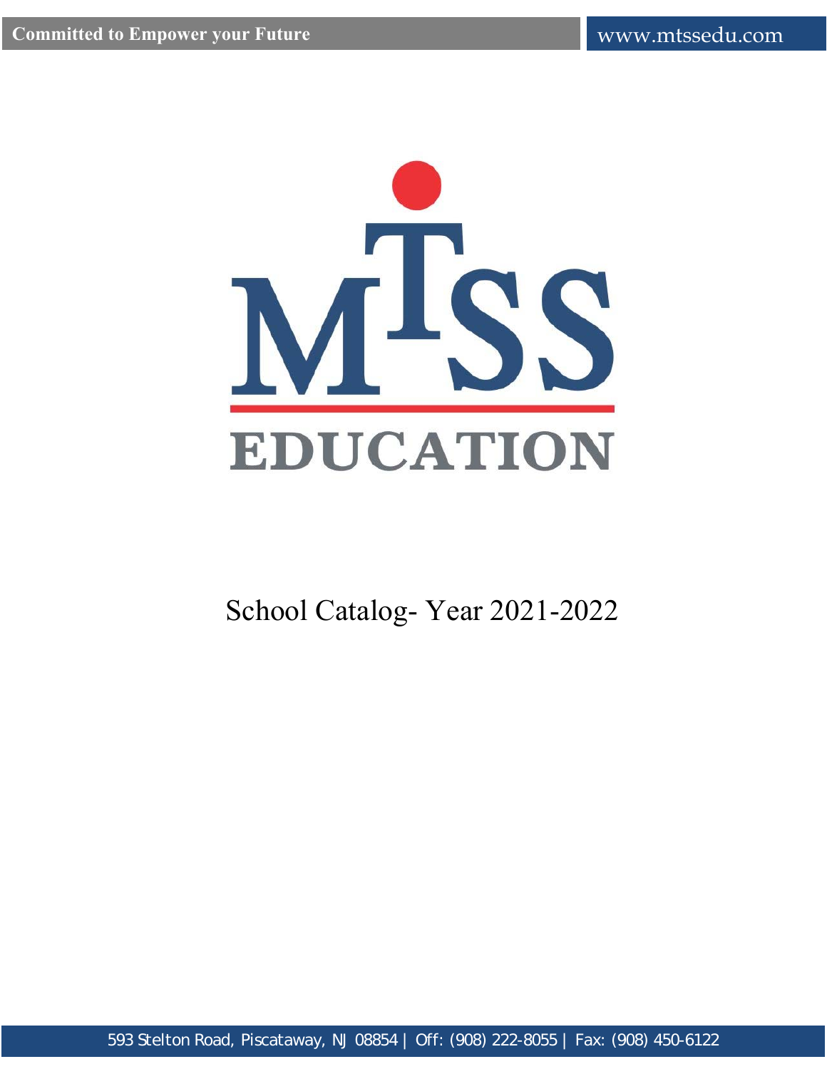Committed to Empower your Future

www.mtssedu.com

# MTSS EDUCATION

School Catalog- Year 2021-2022

593 Stelton Road, Piscataway, NJ 08854 | Off: (908) 222-8055 | Fax: (908) 450-6122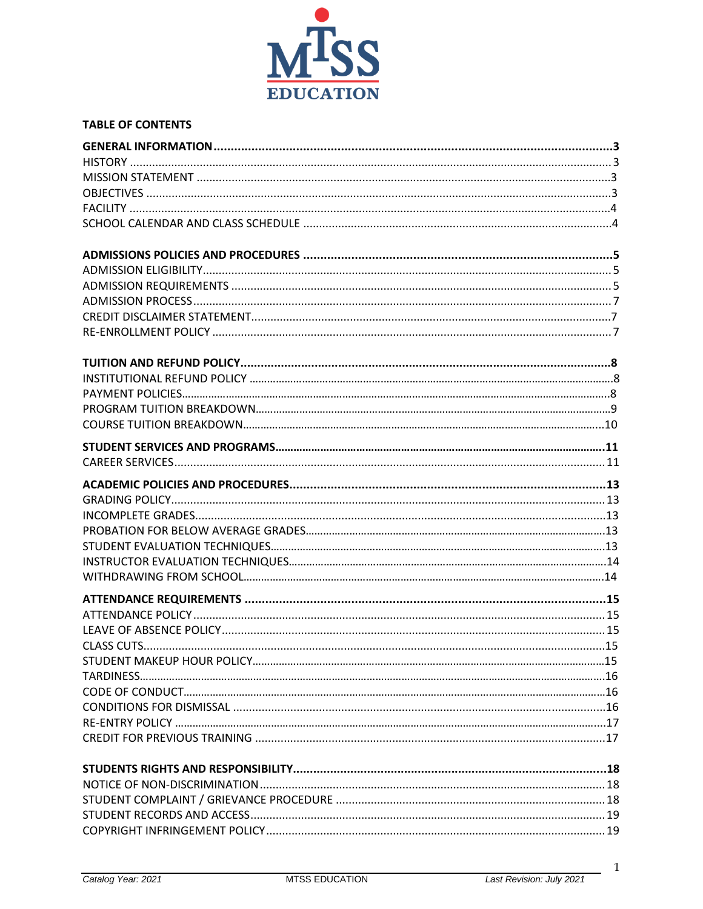## TABLE OF CONTENTS

**GENERAL INFORMATION** .......... **3**
HISTORY .......... 3
MISSION STATEMENT .......... 3
OBJECTIVES .......... 3
FACILITY .......... 4
SCHOOL CALENDAR AND CLASS SCHEDULE .......... 4

**ADMISSIONS POLICIES AND PROCEDURES** .......... **5**
ADMISSION ELIGIBILITY .......... 5
ADMISSION REQUIREMENTS .......... 5
ADMISSION PROCESS .......... 7
CREDIT DISCLAIMER STATEMENT .......... 7
RE-ENROLLMENT POLICY .......... 7

**TUITION AND REFUND POLICY** .......... **8**
INSTITUTIONAL REFUND POLICY .......... 8
PAYMENT POLICIES .......... 8
PROGRAM TUITION BREAKDOWN .......... 9
COURSE TUITION BREAKDOWN .......... 10

**STUDENT SERVICES AND PROGRAMS** .......... **11**
CAREER SERVICES .......... 11

**ACADEMIC POLICIES AND PROCEDURES** .......... **13**
GRADING POLICY .......... 13
INCOMPLETE GRADES .......... 13
PROBATION FOR BELOW AVERAGE GRADES .......... 13
STUDENT EVALUATION TECHNIQUES .......... 13
INSTRUCTOR EVALUATION TECHNIQUES .......... 14
WITHDRAWING FROM SCHOOL .......... 14

**ATTENDANCE REQUIREMENTS** .......... **15**
ATTENDANCE POLICY .......... 15
LEAVE OF ABSENCE POLICY .......... 15
CLASS CUTS .......... 15
STUDENT MAKEUP HOUR POLICY .......... 15
TARDINESS .......... 16
CODE OF CONDUCT .......... 16
CONDITIONS FOR DISMISSAL .......... 16
RE-ENTRY POLICY .......... 17
CREDIT FOR PREVIOUS TRAINING .......... 17

**STUDENTS RIGHTS AND RESPONSIBILITY** .......... **18**
NOTICE OF NON-DISCRIMINATION .......... 18
STUDENT COMPLAINT / GRIEVANCE PROCEDURE .......... 18
STUDENT RECORDS AND ACCESS .......... 19
COPYRIGHT INFRINGEMENT POLICY .......... 19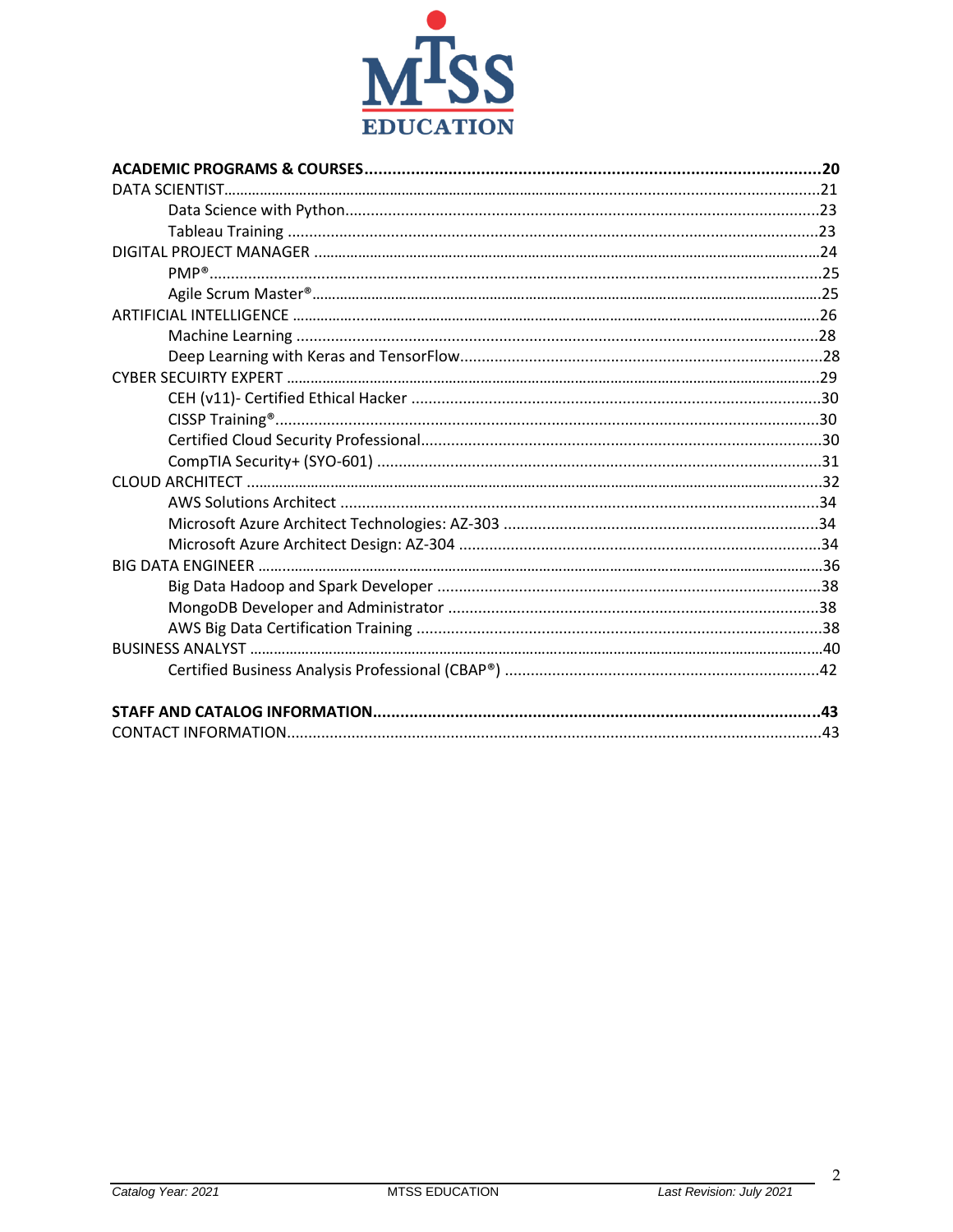**ACADEMIC PROGRAMS & COURSES ........ 20**

- DATA SCIENTIST ........ 21
  - Data Science with Python ........ 23
  - Tableau Training ........ 23
- DIGITAL PROJECT MANAGER ........ 24
  - PMP® ........ 25
  - Agile Scrum Master® ........ 25
- ARTIFICIAL INTELLIGENCE ........ 26
  - Machine Learning ........ 28
  - Deep Learning with Keras and TensorFlow ........ 28
- CYBER SECUIRTY EXPERT ........ 29
  - CEH (v11)- Certified Ethical Hacker ........ 30
  - CISSP Training® ........ 30
  - Certified Cloud Security Professional ........ 30
  - CompTIA Security+ (SYO-601) ........ 31
- CLOUD ARCHITECT ........ 32
  - AWS Solutions Architect ........ 34
  - Microsoft Azure Architect Technologies: AZ-303 ........ 34
  - Microsoft Azure Architect Design: AZ-304 ........ 34
- BIG DATA ENGINEER ........ 36
  - Big Data Hadoop and Spark Developer ........ 38
  - MongoDB Developer and Administrator ........ 38
  - AWS Big Data Certification Training ........ 38
- BUSINESS ANALYST ........ 40
  - Certified Business Analysis Professional (CBAP®) ........ 42

**STAFF AND CATALOG INFORMATION ........ 43**

- CONTACT INFORMATION ........ 43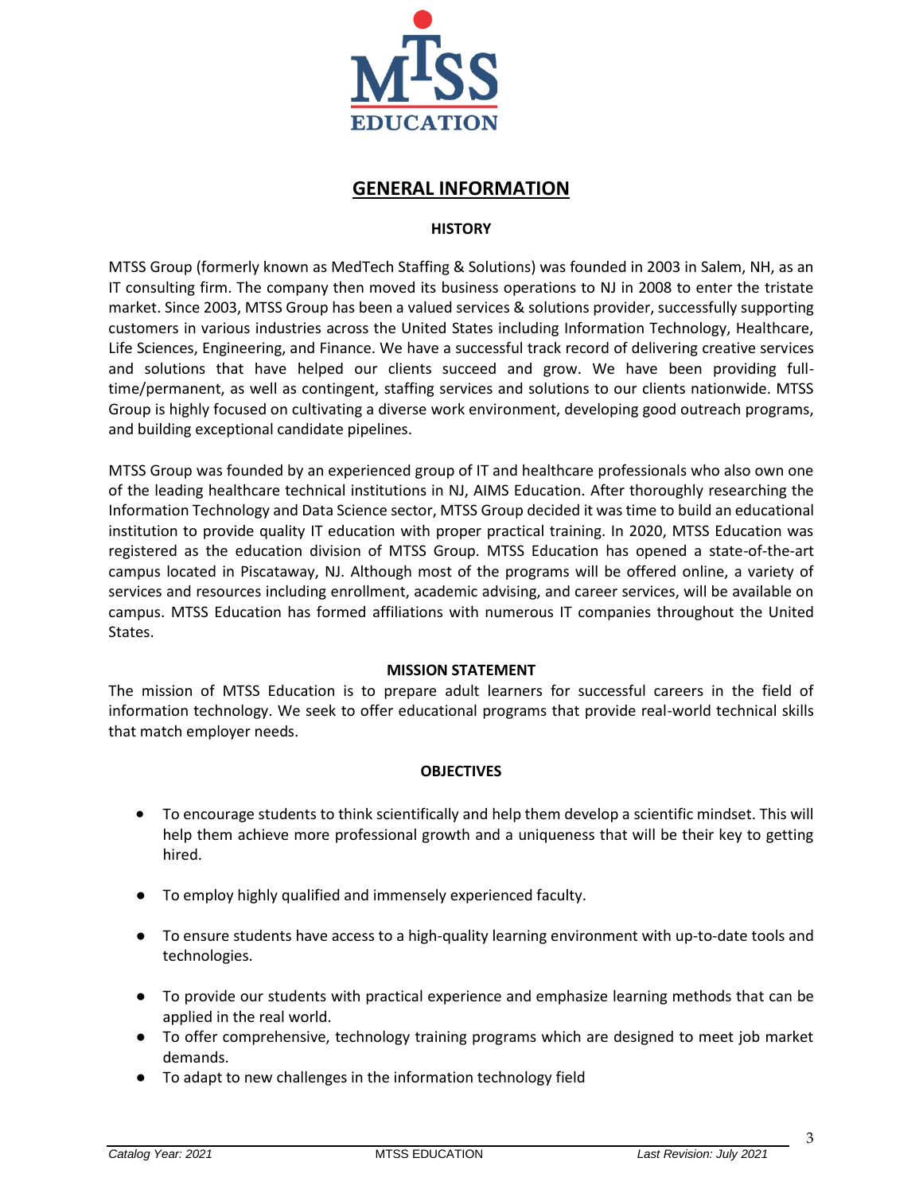# GENERAL INFORMATION

## HISTORY

MTSS Group (formerly known as MedTech Staffing & Solutions) was founded in 2003 in Salem, NH, as an IT consulting firm. The company then moved its business operations to NJ in 2008 to enter the tristate market. Since 2003, MTSS Group has been a valued services & solutions provider, successfully supporting customers in various industries across the United States including Information Technology, Healthcare, Life Sciences, Engineering, and Finance. We have a successful track record of delivering creative services and solutions that have helped our clients succeed and grow. We have been providing full-time/permanent, as well as contingent, staffing services and solutions to our clients nationwide. MTSS Group is highly focused on cultivating a diverse work environment, developing good outreach programs, and building exceptional candidate pipelines.

MTSS Group was founded by an experienced group of IT and healthcare professionals who also own one of the leading healthcare technical institutions in NJ, AIMS Education. After thoroughly researching the Information Technology and Data Science sector, MTSS Group decided it was time to build an educational institution to provide quality IT education with proper practical training. In 2020, MTSS Education was registered as the education division of MTSS Group. MTSS Education has opened a state-of-the-art campus located in Piscataway, NJ. Although most of the programs will be offered online, a variety of services and resources including enrollment, academic advising, and career services, will be available on campus. MTSS Education has formed affiliations with numerous IT companies throughout the United States.

## MISSION STATEMENT

The mission of MTSS Education is to prepare adult learners for successful careers in the field of information technology. We seek to offer educational programs that provide real-world technical skills that match employer needs.

## OBJECTIVES

- To encourage students to think scientifically and help them develop a scientific mindset. This will help them achieve more professional growth and a uniqueness that will be their key to getting hired.
- To employ highly qualified and immensely experienced faculty.
- To ensure students have access to a high-quality learning environment with up-to-date tools and technologies.
- To provide our students with practical experience and emphasize learning methods that can be applied in the real world.
- To offer comprehensive, technology training programs which are designed to meet job market demands.
- To adapt to new challenges in the information technology field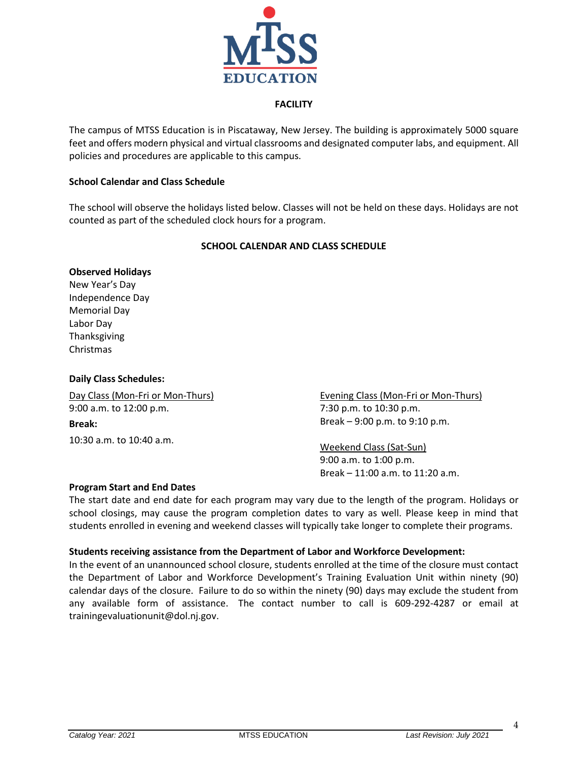## FACILITY

The campus of MTSS Education is in Piscataway, New Jersey. The building is approximately 5000 square feet and offers modern physical and virtual classrooms and designated computer labs, and equipment. All policies and procedures are applicable to this campus.

### School Calendar and Class Schedule

The school will observe the holidays listed below. Classes will not be held on these days. Holidays are not counted as part of the scheduled clock hours for a program.

## SCHOOL CALENDAR AND CLASS SCHEDULE

**Observed Holidays**

New Year's Day
Independence Day
Memorial Day
Labor Day
Thanksgiving
Christmas

**Daily Class Schedules:**

Day Class (Mon-Fri or Mon-Thurs)
9:00 a.m. to 12:00 p.m.

**Break:**

10:30 a.m. to 10:40 a.m.

Evening Class (Mon-Fri or Mon-Thurs)
7:30 p.m. to 10:30 p.m.
Break – 9:00 p.m. to 9:10 p.m.

Weekend Class (Sat-Sun)
9:00 a.m. to 1:00 p.m.
Break – 11:00 a.m. to 11:20 a.m.

**Program Start and End Dates**

The start date and end date for each program may vary due to the length of the program. Holidays or school closings, may cause the program completion dates to vary as well. Please keep in mind that students enrolled in evening and weekend classes will typically take longer to complete their programs.

**Students receiving assistance from the Department of Labor and Workforce Development:**

In the event of an unannounced school closure, students enrolled at the time of the closure must contact the Department of Labor and Workforce Development's Training Evaluation Unit within ninety (90) calendar days of the closure. Failure to do so within the ninety (90) days may exclude the student from any available form of assistance. The contact number to call is 609-292-4287 or email at trainingevaluationunit@dol.nj.gov.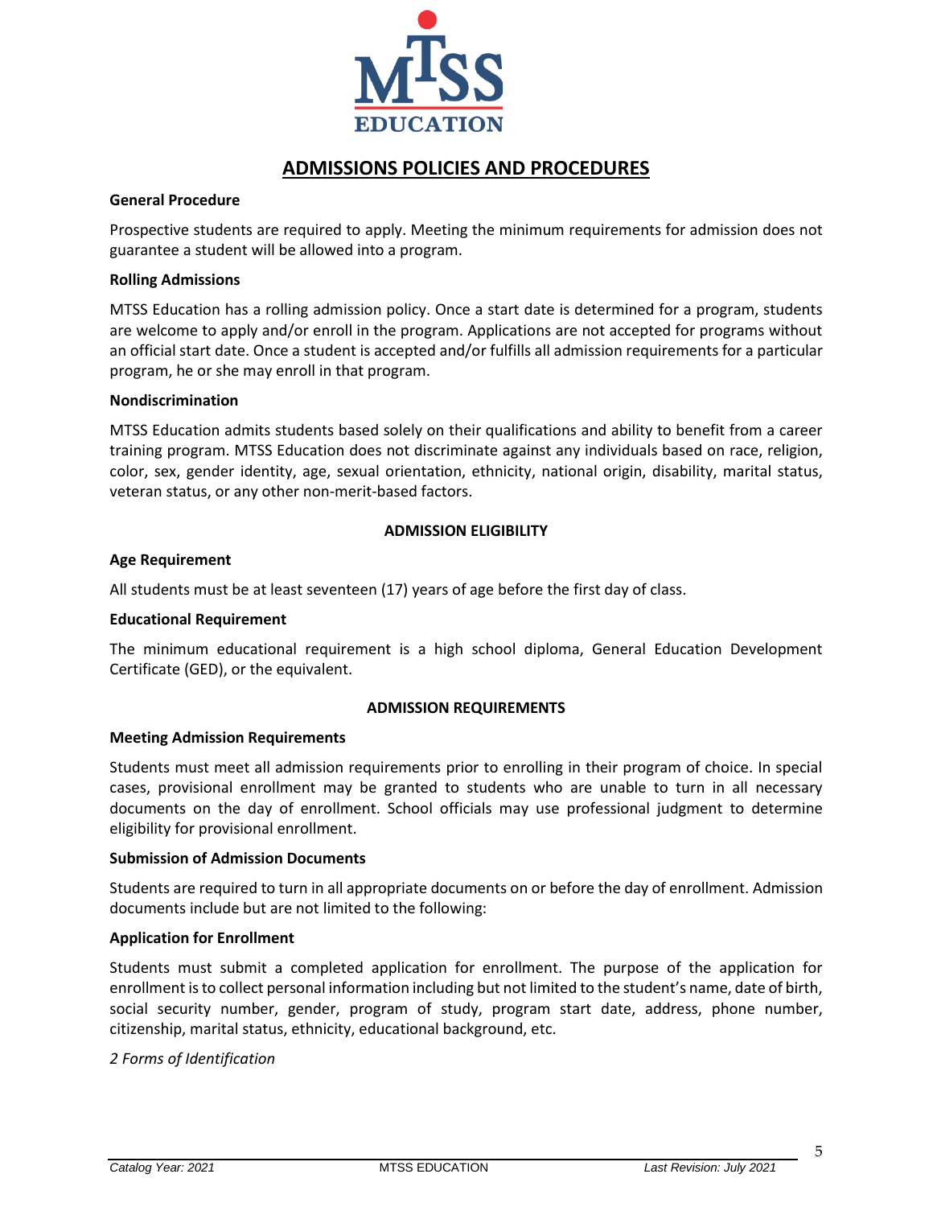# ADMISSIONS POLICIES AND PROCEDURES

**General Procedure**

Prospective students are required to apply. Meeting the minimum requirements for admission does not guarantee a student will be allowed into a program.

**Rolling Admissions**

MTSS Education has a rolling admission policy. Once a start date is determined for a program, students are welcome to apply and/or enroll in the program. Applications are not accepted for programs without an official start date. Once a student is accepted and/or fulfills all admission requirements for a particular program, he or she may enroll in that program.

**Nondiscrimination**

MTSS Education admits students based solely on their qualifications and ability to benefit from a career training program. MTSS Education does not discriminate against any individuals based on race, religion, color, sex, gender identity, age, sexual orientation, ethnicity, national origin, disability, marital status, veteran status, or any other non-merit-based factors.

## ADMISSION ELIGIBILITY

**Age Requirement**

All students must be at least seventeen (17) years of age before the first day of class.

**Educational Requirement**

The minimum educational requirement is a high school diploma, General Education Development Certificate (GED), or the equivalent.

## ADMISSION REQUIREMENTS

**Meeting Admission Requirements**

Students must meet all admission requirements prior to enrolling in their program of choice. In special cases, provisional enrollment may be granted to students who are unable to turn in all necessary documents on the day of enrollment. School officials may use professional judgment to determine eligibility for provisional enrollment.

**Submission of Admission Documents**

Students are required to turn in all appropriate documents on or before the day of enrollment. Admission documents include but are not limited to the following:

**Application for Enrollment**

Students must submit a completed application for enrollment. The purpose of the application for enrollment is to collect personal information including but not limited to the student's name, date of birth, social security number, gender, program of study, program start date, address, phone number, citizenship, marital status, ethnicity, educational background, etc.

*2 Forms of Identification*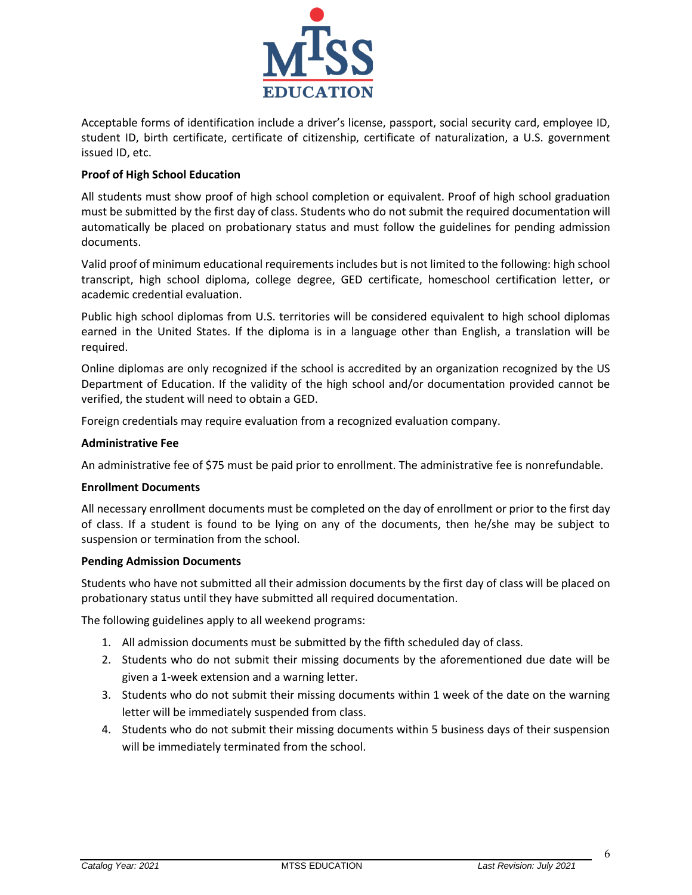Acceptable forms of identification include a driver's license, passport, social security card, employee ID, student ID, birth certificate, certificate of citizenship, certificate of naturalization, a U.S. government issued ID, etc.

**Proof of High School Education**

All students must show proof of high school completion or equivalent. Proof of high school graduation must be submitted by the first day of class. Students who do not submit the required documentation will automatically be placed on probationary status and must follow the guidelines for pending admission documents.

Valid proof of minimum educational requirements includes but is not limited to the following: high school transcript, high school diploma, college degree, GED certificate, homeschool certification letter, or academic credential evaluation.

Public high school diplomas from U.S. territories will be considered equivalent to high school diplomas earned in the United States. If the diploma is in a language other than English, a translation will be required.

Online diplomas are only recognized if the school is accredited by an organization recognized by the US Department of Education. If the validity of the high school and/or documentation provided cannot be verified, the student will need to obtain a GED.

Foreign credentials may require evaluation from a recognized evaluation company.

**Administrative Fee**

An administrative fee of $75 must be paid prior to enrollment. The administrative fee is nonrefundable.

**Enrollment Documents**

All necessary enrollment documents must be completed on the day of enrollment or prior to the first day of class. If a student is found to be lying on any of the documents, then he/she may be subject to suspension or termination from the school.

**Pending Admission Documents**

Students who have not submitted all their admission documents by the first day of class will be placed on probationary status until they have submitted all required documentation.

The following guidelines apply to all weekend programs:

1. All admission documents must be submitted by the fifth scheduled day of class.
2. Students who do not submit their missing documents by the aforementioned due date will be given a 1-week extension and a warning letter.
3. Students who do not submit their missing documents within 1 week of the date on the warning letter will be immediately suspended from class.
4. Students who do not submit their missing documents within 5 business days of their suspension will be immediately terminated from the school.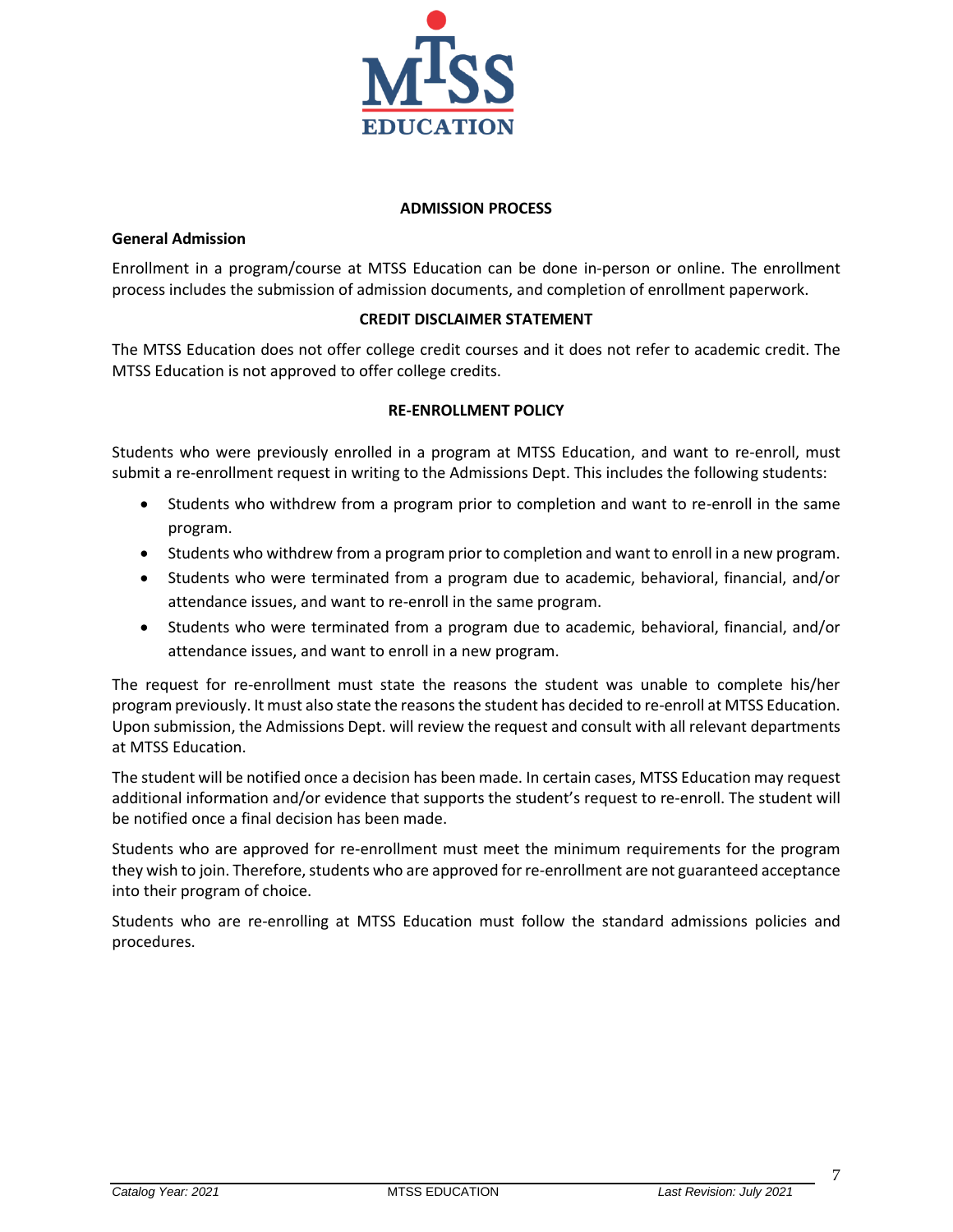## ADMISSION PROCESS

### General Admission

Enrollment in a program/course at MTSS Education can be done in-person or online. The enrollment process includes the submission of admission documents, and completion of enrollment paperwork.

## CREDIT DISCLAIMER STATEMENT

The MTSS Education does not offer college credit courses and it does not refer to academic credit. The MTSS Education is not approved to offer college credits.

## RE-ENROLLMENT POLICY

Students who were previously enrolled in a program at MTSS Education, and want to re-enroll, must submit a re-enrollment request in writing to the Admissions Dept. This includes the following students:

- Students who withdrew from a program prior to completion and want to re-enroll in the same program.
- Students who withdrew from a program prior to completion and want to enroll in a new program.
- Students who were terminated from a program due to academic, behavioral, financial, and/or attendance issues, and want to re-enroll in the same program.
- Students who were terminated from a program due to academic, behavioral, financial, and/or attendance issues, and want to enroll in a new program.

The request for re-enrollment must state the reasons the student was unable to complete his/her program previously. It must also state the reasons the student has decided to re-enroll at MTSS Education. Upon submission, the Admissions Dept. will review the request and consult with all relevant departments at MTSS Education.

The student will be notified once a decision has been made. In certain cases, MTSS Education may request additional information and/or evidence that supports the student's request to re-enroll. The student will be notified once a final decision has been made.

Students who are approved for re-enrollment must meet the minimum requirements for the program they wish to join. Therefore, students who are approved for re-enrollment are not guaranteed acceptance into their program of choice.

Students who are re-enrolling at MTSS Education must follow the standard admissions policies and procedures.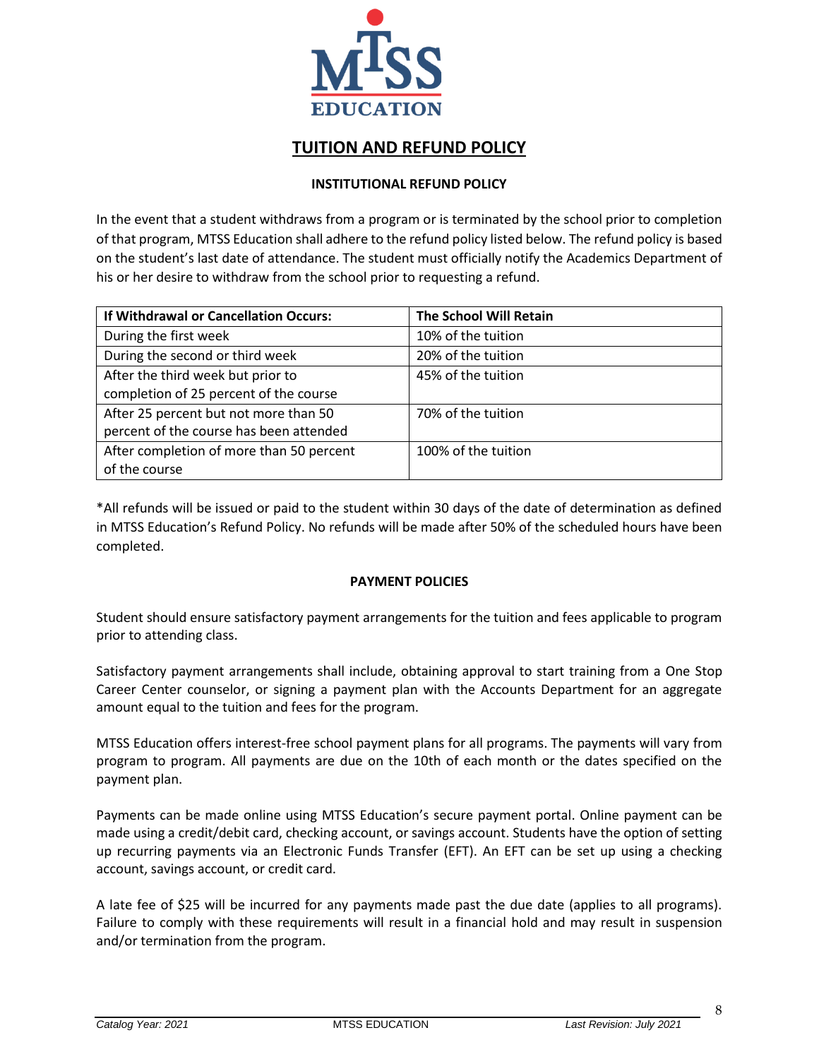# TUITION AND REFUND POLICY

### INSTITUTIONAL REFUND POLICY

In the event that a student withdraws from a program or is terminated by the school prior to completion of that program, MTSS Education shall adhere to the refund policy listed below. The refund policy is based on the student's last date of attendance. The student must officially notify the Academics Department of his or her desire to withdraw from the school prior to requesting a refund.

| If Withdrawal or Cancellation Occurs: | The School Will Retain |
|---|---|
| During the first week | 10% of the tuition |
| During the second or third week | 20% of the tuition |
| After the third week but prior to completion of 25 percent of the course | 45% of the tuition |
| After 25 percent but not more than 50 percent of the course has been attended | 70% of the tuition |
| After completion of more than 50 percent of the course | 100% of the tuition |

*All refunds will be issued or paid to the student within 30 days of the date of determination as defined in MTSS Education's Refund Policy. No refunds will be made after 50% of the scheduled hours have been completed.

### PAYMENT POLICIES

Student should ensure satisfactory payment arrangements for the tuition and fees applicable to program prior to attending class.

Satisfactory payment arrangements shall include, obtaining approval to start training from a One Stop Career Center counselor, or signing a payment plan with the Accounts Department for an aggregate amount equal to the tuition and fees for the program.

MTSS Education offers interest-free school payment plans for all programs. The payments will vary from program to program. All payments are due on the 10th of each month or the dates specified on the payment plan.

Payments can be made online using MTSS Education's secure payment portal. Online payment can be made using a credit/debit card, checking account, or savings account. Students have the option of setting up recurring payments via an Electronic Funds Transfer (EFT). An EFT can be set up using a checking account, savings account, or credit card.

A late fee of $25 will be incurred for any payments made past the due date (applies to all programs). Failure to comply with these requirements will result in a financial hold and may result in suspension and/or termination from the program.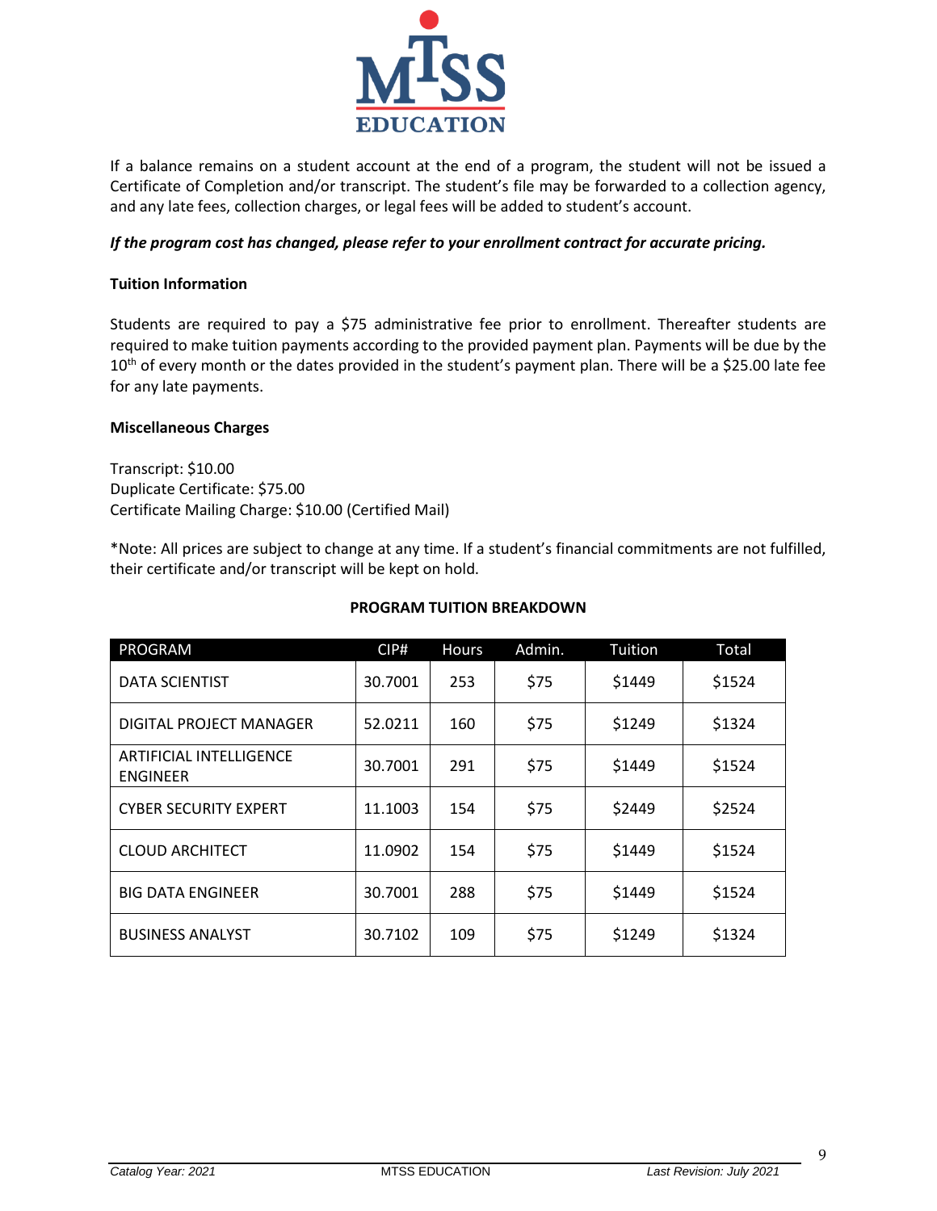If a balance remains on a student account at the end of a program, the student will not be issued a Certificate of Completion and/or transcript. The student's file may be forwarded to a collection agency, and any late fees, collection charges, or legal fees will be added to student's account.

***If the program cost has changed, please refer to your enrollment contract for accurate pricing.***

**Tuition Information**

Students are required to pay a $75 administrative fee prior to enrollment. Thereafter students are required to make tuition payments according to the provided payment plan. Payments will be due by the 10th of every month or the dates provided in the student's payment plan. There will be a $25.00 late fee for any late payments.

**Miscellaneous Charges**

Transcript: $10.00
Duplicate Certificate: $75.00
Certificate Mailing Charge: $10.00 (Certified Mail)

*Note: All prices are subject to change at any time. If a student's financial commitments are not fulfilled, their certificate and/or transcript will be kept on hold.

**PROGRAM TUITION BREAKDOWN**

| PROGRAM | CIP# | Hours | Admin. | Tuition | Total |
|---|---|---|---|---|---|
| DATA SCIENTIST | 30.7001 | 253 | $75 | $1449 | $1524 |
| DIGITAL PROJECT MANAGER | 52.0211 | 160 | $75 | $1249 | $1324 |
| ARTIFICIAL INTELLIGENCE ENGINEER | 30.7001 | 291 | $75 | $1449 | $1524 |
| CYBER SECURITY EXPERT | 11.1003 | 154 | $75 | $2449 | $2524 |
| CLOUD ARCHITECT | 11.0902 | 154 | $75 | $1449 | $1524 |
| BIG DATA ENGINEER | 30.7001 | 288 | $75 | $1449 | $1524 |
| BUSINESS ANALYST | 30.7102 | 109 | $75 | $1249 | $1324 |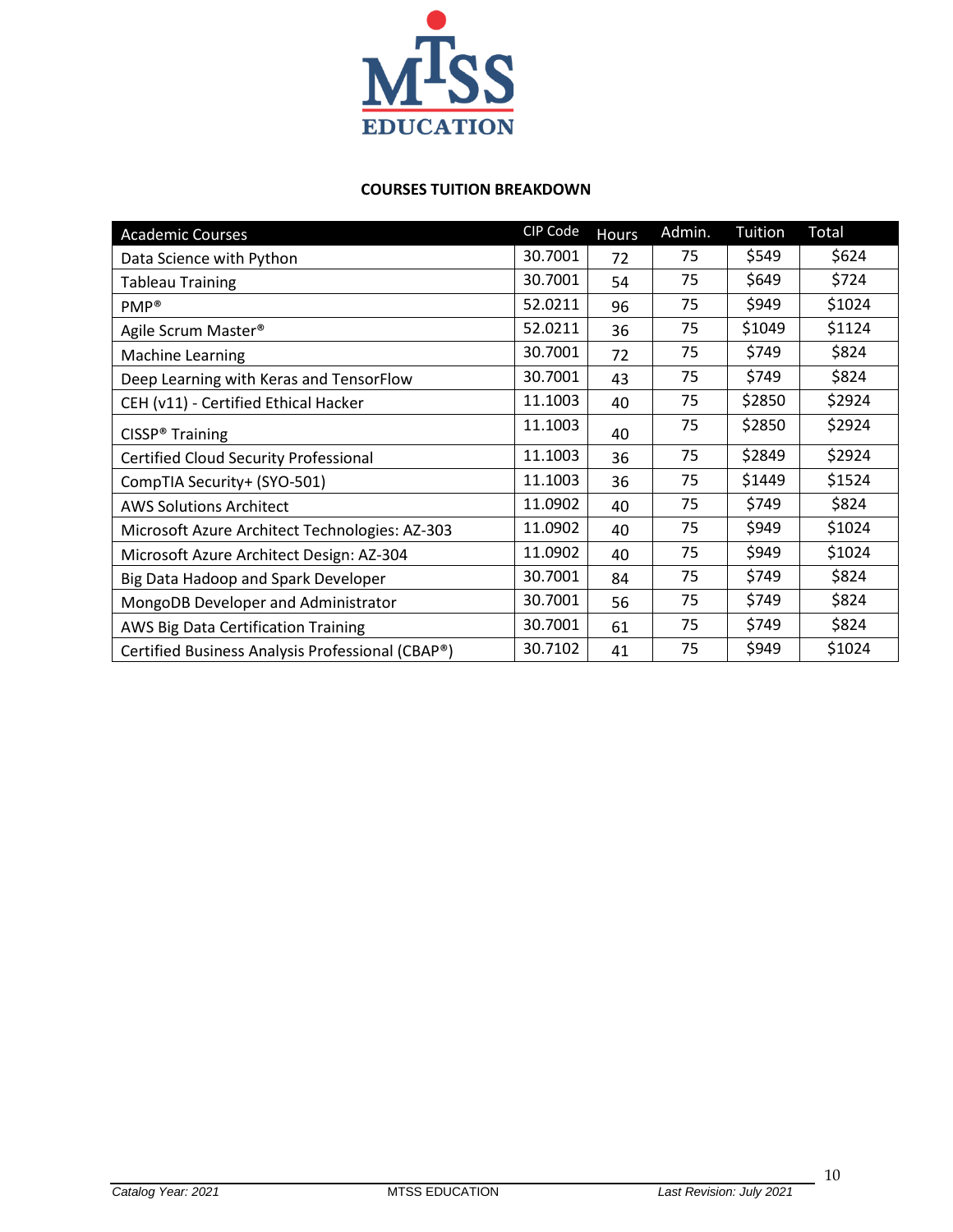**COURSES TUITION BREAKDOWN**

| Academic Courses | CIP Code | Hours | Admin. | Tuition | Total |
|---|---|---|---|---|---|
| Data Science with Python | 30.7001 | 72 | 75 | $549 | $624 |
| Tableau Training | 30.7001 | 54 | 75 | $649 | $724 |
| PMP® | 52.0211 | 96 | 75 | $949 | $1024 |
| Agile Scrum Master® | 52.0211 | 36 | 75 | $1049 | $1124 |
| Machine Learning | 30.7001 | 72 | 75 | $749 | $824 |
| Deep Learning with Keras and TensorFlow | 30.7001 | 43 | 75 | $749 | $824 |
| CEH (v11) - Certified Ethical Hacker | 11.1003 | 40 | 75 | $2850 | $2924 |
| CISSP® Training | 11.1003 | 40 | 75 | $2850 | $2924 |
| Certified Cloud Security Professional | 11.1003 | 36 | 75 | $2849 | $2924 |
| CompTIA Security+ (SYO-501) | 11.1003 | 36 | 75 | $1449 | $1524 |
| AWS Solutions Architect | 11.0902 | 40 | 75 | $749 | $824 |
| Microsoft Azure Architect Technologies: AZ-303 | 11.0902 | 40 | 75 | $949 | $1024 |
| Microsoft Azure Architect Design: AZ-304 | 11.0902 | 40 | 75 | $949 | $1024 |
| Big Data Hadoop and Spark Developer | 30.7001 | 84 | 75 | $749 | $824 |
| MongoDB Developer and Administrator | 30.7001 | 56 | 75 | $749 | $824 |
| AWS Big Data Certification Training | 30.7001 | 61 | 75 | $749 | $824 |
| Certified Business Analysis Professional (CBAP®) | 30.7102 | 41 | 75 | $949 | $1024 |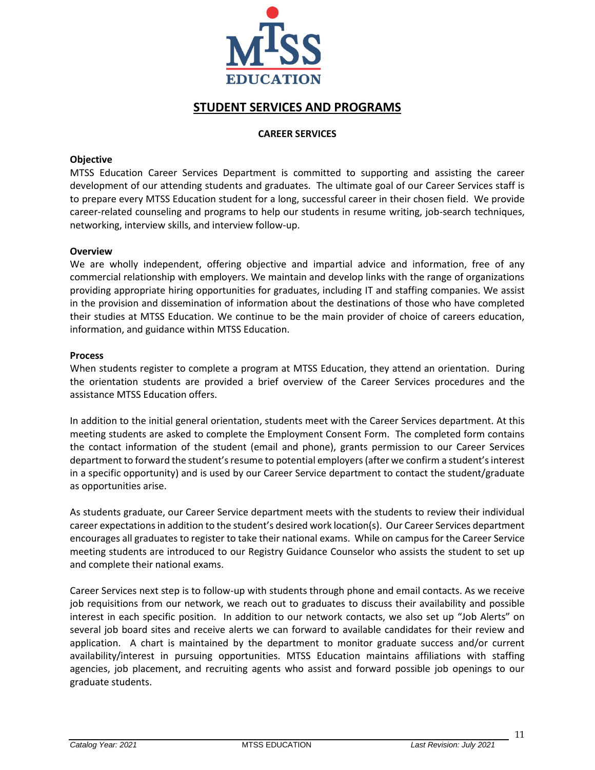## STUDENT SERVICES AND PROGRAMS

### CAREER SERVICES

**Objective**

MTSS Education Career Services Department is committed to supporting and assisting the career development of our attending students and graduates. The ultimate goal of our Career Services staff is to prepare every MTSS Education student for a long, successful career in their chosen field. We provide career-related counseling and programs to help our students in resume writing, job-search techniques, networking, interview skills, and interview follow-up.

**Overview**

We are wholly independent, offering objective and impartial advice and information, free of any commercial relationship with employers. We maintain and develop links with the range of organizations providing appropriate hiring opportunities for graduates, including IT and staffing companies. We assist in the provision and dissemination of information about the destinations of those who have completed their studies at MTSS Education. We continue to be the main provider of choice of careers education, information, and guidance within MTSS Education.

**Process**

When students register to complete a program at MTSS Education, they attend an orientation. During the orientation students are provided a brief overview of the Career Services procedures and the assistance MTSS Education offers.

In addition to the initial general orientation, students meet with the Career Services department. At this meeting students are asked to complete the Employment Consent Form. The completed form contains the contact information of the student (email and phone), grants permission to our Career Services department to forward the student's resume to potential employers (after we confirm a student's interest in a specific opportunity) and is used by our Career Service department to contact the student/graduate as opportunities arise.

As students graduate, our Career Service department meets with the students to review their individual career expectations in addition to the student's desired work location(s). Our Career Services department encourages all graduates to register to take their national exams. While on campus for the Career Service meeting students are introduced to our Registry Guidance Counselor who assists the student to set up and complete their national exams.

Career Services next step is to follow-up with students through phone and email contacts. As we receive job requisitions from our network, we reach out to graduates to discuss their availability and possible interest in each specific position. In addition to our network contacts, we also set up "Job Alerts" on several job board sites and receive alerts we can forward to available candidates for their review and application. A chart is maintained by the department to monitor graduate success and/or current availability/interest in pursuing opportunities. MTSS Education maintains affiliations with staffing agencies, job placement, and recruiting agents who assist and forward possible job openings to our graduate students.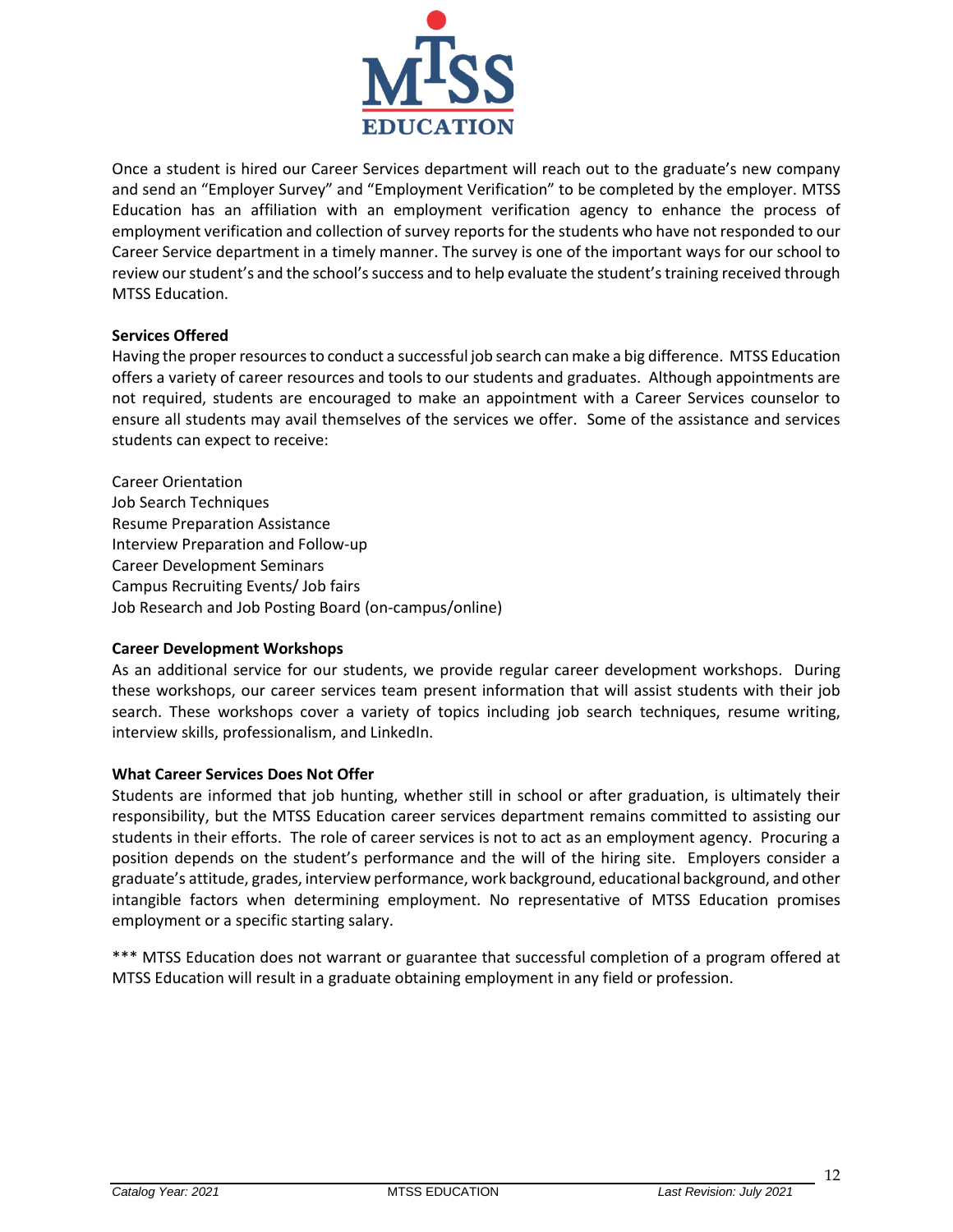Once a student is hired our Career Services department will reach out to the graduate's new company and send an "Employer Survey" and "Employment Verification" to be completed by the employer. MTSS Education has an affiliation with an employment verification agency to enhance the process of employment verification and collection of survey reports for the students who have not responded to our Career Service department in a timely manner. The survey is one of the important ways for our school to review our student's and the school's success and to help evaluate the student's training received through MTSS Education.

**Services Offered**

Having the proper resources to conduct a successful job search can make a big difference. MTSS Education offers a variety of career resources and tools to our students and graduates. Although appointments are not required, students are encouraged to make an appointment with a Career Services counselor to ensure all students may avail themselves of the services we offer. Some of the assistance and services students can expect to receive:

Career Orientation
Job Search Techniques
Resume Preparation Assistance
Interview Preparation and Follow-up
Career Development Seminars
Campus Recruiting Events/ Job fairs
Job Research and Job Posting Board (on-campus/online)

**Career Development Workshops**

As an additional service for our students, we provide regular career development workshops. During these workshops, our career services team present information that will assist students with their job search. These workshops cover a variety of topics including job search techniques, resume writing, interview skills, professionalism, and LinkedIn.

**What Career Services Does Not Offer**

Students are informed that job hunting, whether still in school or after graduation, is ultimately their responsibility, but the MTSS Education career services department remains committed to assisting our students in their efforts. The role of career services is not to act as an employment agency. Procuring a position depends on the student's performance and the will of the hiring site. Employers consider a graduate's attitude, grades, interview performance, work background, educational background, and other intangible factors when determining employment. No representative of MTSS Education promises employment or a specific starting salary.

*** MTSS Education does not warrant or guarantee that successful completion of a program offered at MTSS Education will result in a graduate obtaining employment in any field or profession.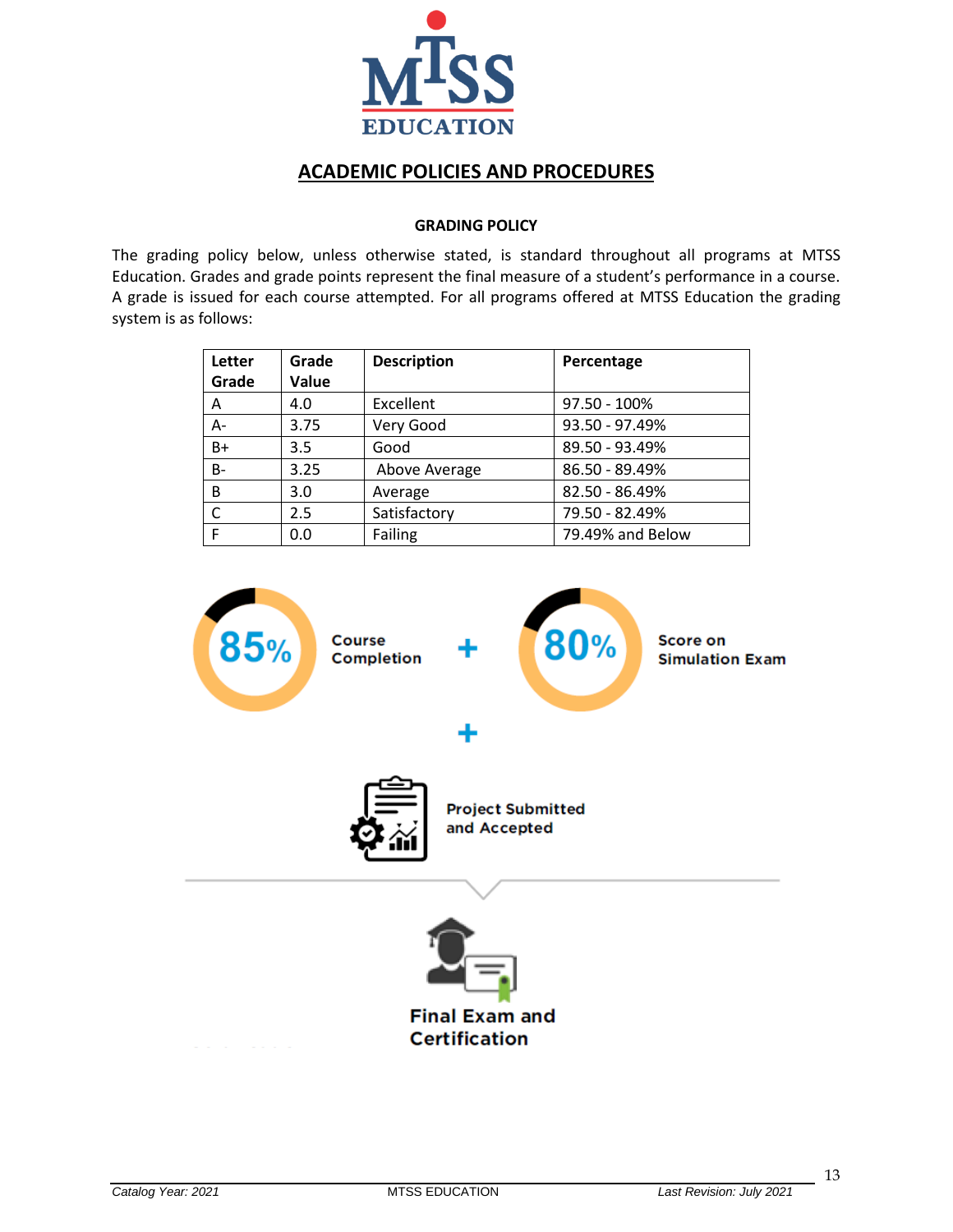## ACADEMIC POLICIES AND PROCEDURES

### GRADING POLICY

The grading policy below, unless otherwise stated, is standard throughout all programs at MTSS Education. Grades and grade points represent the final measure of a student's performance in a course. A grade is issued for each course attempted. For all programs offered at MTSS Education the grading system is as follows:

| Letter Grade | Grade Value | Description | Percentage |
|---|---|---|---|
| A | 4.0 | Excellent | 97.50 - 100% |
| A- | 3.75 | Very Good | 93.50 - 97.49% |
| B+ | 3.5 | Good | 89.50 - 93.49% |
| B- | 3.25 | Above Average | 86.50 - 89.49% |
| B | 3.0 | Average | 82.50 - 86.49% |
| C | 2.5 | Satisfactory | 79.50 - 82.49% |
| F | 0.0 | Failing | 79.49% and Below |

85% Course Completion + 80% Score on Simulation Exam + Project Submitted and Accepted

Final Exam and Certification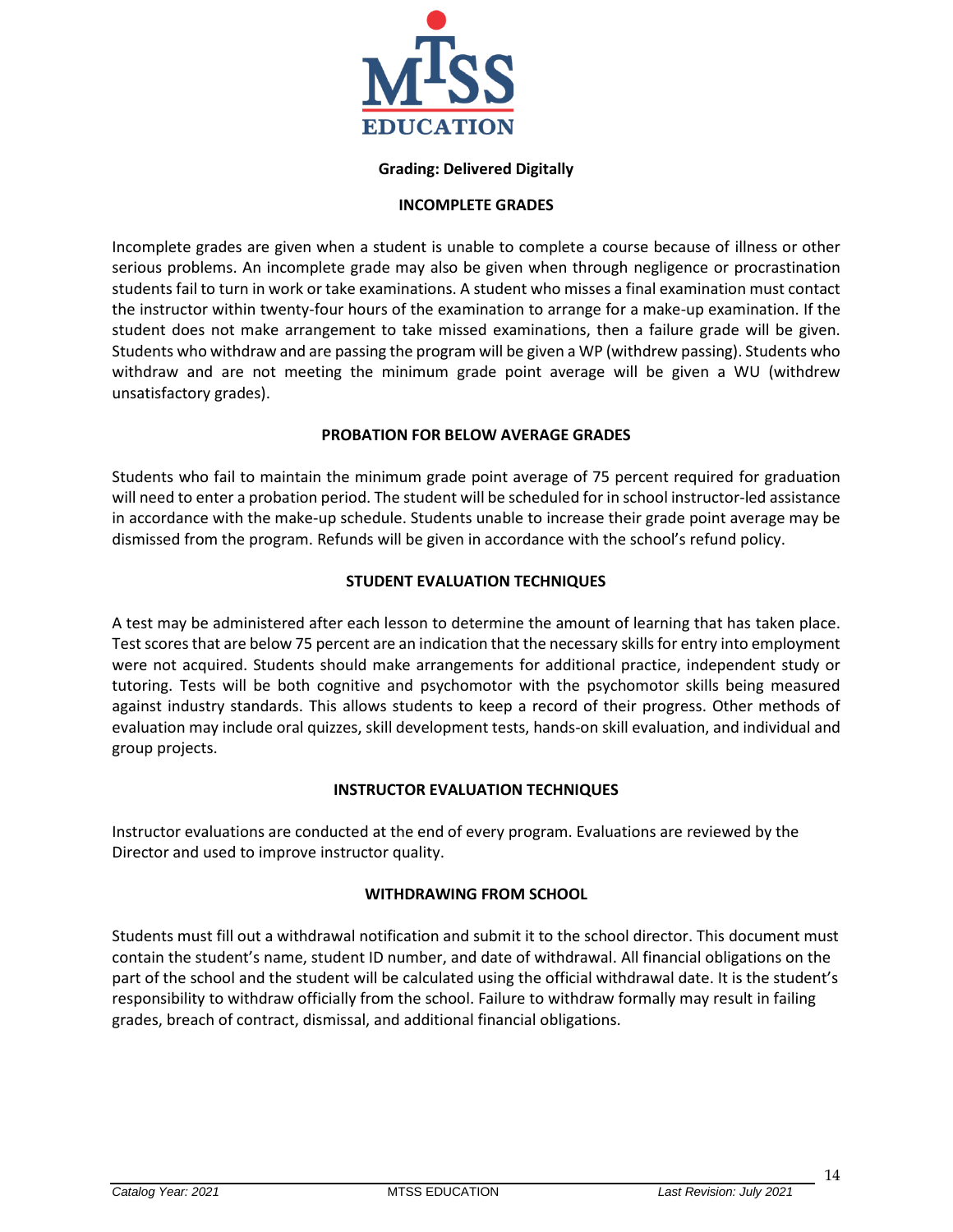**Grading: Delivered Digitally**

## INCOMPLETE GRADES

Incomplete grades are given when a student is unable to complete a course because of illness or other serious problems. An incomplete grade may also be given when through negligence or procrastination students fail to turn in work or take examinations. A student who misses a final examination must contact the instructor within twenty-four hours of the examination to arrange for a make-up examination. If the student does not make arrangement to take missed examinations, then a failure grade will be given. Students who withdraw and are passing the program will be given a WP (withdrew passing). Students who withdraw and are not meeting the minimum grade point average will be given a WU (withdrew unsatisfactory grades).

## PROBATION FOR BELOW AVERAGE GRADES

Students who fail to maintain the minimum grade point average of 75 percent required for graduation will need to enter a probation period. The student will be scheduled for in school instructor-led assistance in accordance with the make-up schedule. Students unable to increase their grade point average may be dismissed from the program. Refunds will be given in accordance with the school's refund policy.

## STUDENT EVALUATION TECHNIQUES

A test may be administered after each lesson to determine the amount of learning that has taken place. Test scores that are below 75 percent are an indication that the necessary skills for entry into employment were not acquired. Students should make arrangements for additional practice, independent study or tutoring. Tests will be both cognitive and psychomotor with the psychomotor skills being measured against industry standards. This allows students to keep a record of their progress. Other methods of evaluation may include oral quizzes, skill development tests, hands-on skill evaluation, and individual and group projects.

## INSTRUCTOR EVALUATION TECHNIQUES

Instructor evaluations are conducted at the end of every program. Evaluations are reviewed by the Director and used to improve instructor quality.

## WITHDRAWING FROM SCHOOL

Students must fill out a withdrawal notification and submit it to the school director. This document must contain the student's name, student ID number, and date of withdrawal. All financial obligations on the part of the school and the student will be calculated using the official withdrawal date. It is the student's responsibility to withdraw officially from the school. Failure to withdraw formally may result in failing grades, breach of contract, dismissal, and additional financial obligations.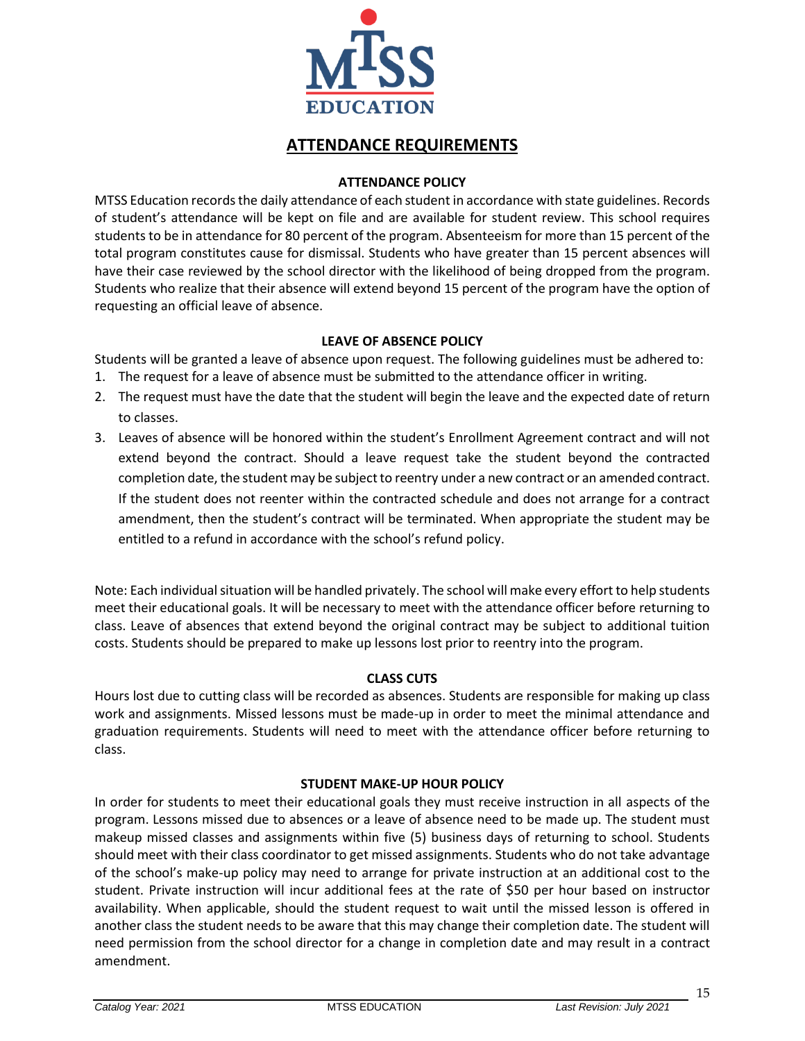# ATTENDANCE REQUIREMENTS

### ATTENDANCE POLICY

MTSS Education records the daily attendance of each student in accordance with state guidelines. Records of student's attendance will be kept on file and are available for student review. This school requires students to be in attendance for 80 percent of the program. Absenteeism for more than 15 percent of the total program constitutes cause for dismissal. Students who have greater than 15 percent absences will have their case reviewed by the school director with the likelihood of being dropped from the program. Students who realize that their absence will extend beyond 15 percent of the program have the option of requesting an official leave of absence.

### LEAVE OF ABSENCE POLICY

Students will be granted a leave of absence upon request. The following guidelines must be adhered to:

1. The request for a leave of absence must be submitted to the attendance officer in writing.
2. The request must have the date that the student will begin the leave and the expected date of return to classes.
3. Leaves of absence will be honored within the student's Enrollment Agreement contract and will not extend beyond the contract. Should a leave request take the student beyond the contracted completion date, the student may be subject to reentry under a new contract or an amended contract. If the student does not reenter within the contracted schedule and does not arrange for a contract amendment, then the student's contract will be terminated. When appropriate the student may be entitled to a refund in accordance with the school's refund policy.

Note: Each individual situation will be handled privately. The school will make every effort to help students meet their educational goals. It will be necessary to meet with the attendance officer before returning to class. Leave of absences that extend beyond the original contract may be subject to additional tuition costs. Students should be prepared to make up lessons lost prior to reentry into the program.

### CLASS CUTS

Hours lost due to cutting class will be recorded as absences. Students are responsible for making up class work and assignments. Missed lessons must be made-up in order to meet the minimal attendance and graduation requirements. Students will need to meet with the attendance officer before returning to class.

### STUDENT MAKE-UP HOUR POLICY

In order for students to meet their educational goals they must receive instruction in all aspects of the program. Lessons missed due to absences or a leave of absence need to be made up. The student must makeup missed classes and assignments within five (5) business days of returning to school. Students should meet with their class coordinator to get missed assignments. Students who do not take advantage of the school's make-up policy may need to arrange for private instruction at an additional cost to the student. Private instruction will incur additional fees at the rate of $50 per hour based on instructor availability. When applicable, should the student request to wait until the missed lesson is offered in another class the student needs to be aware that this may change their completion date. The student will need permission from the school director for a change in completion date and may result in a contract amendment.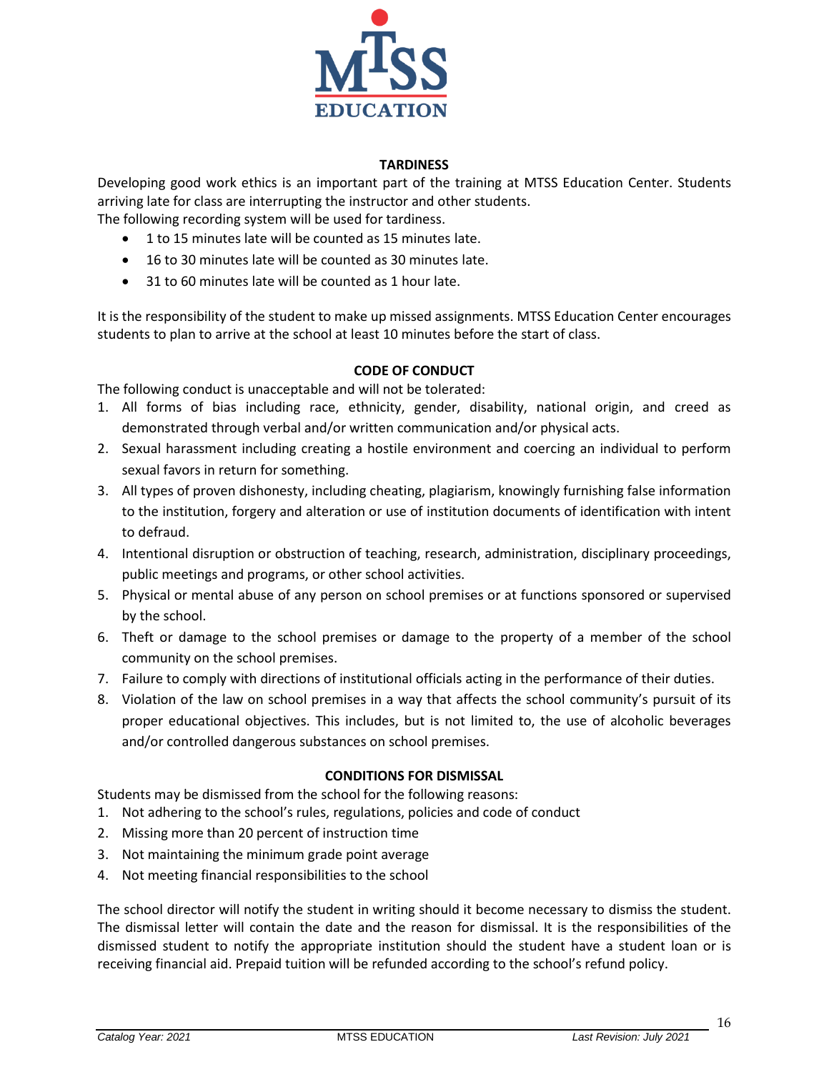## TARDINESS

Developing good work ethics is an important part of the training at MTSS Education Center. Students arriving late for class are interrupting the instructor and other students.
The following recording system will be used for tardiness.

- 1 to 15 minutes late will be counted as 15 minutes late.
- 16 to 30 minutes late will be counted as 30 minutes late.
- 31 to 60 minutes late will be counted as 1 hour late.

It is the responsibility of the student to make up missed assignments. MTSS Education Center encourages students to plan to arrive at the school at least 10 minutes before the start of class.

## CODE OF CONDUCT

The following conduct is unacceptable and will not be tolerated:

1. All forms of bias including race, ethnicity, gender, disability, national origin, and creed as demonstrated through verbal and/or written communication and/or physical acts.
2. Sexual harassment including creating a hostile environment and coercing an individual to perform sexual favors in return for something.
3. All types of proven dishonesty, including cheating, plagiarism, knowingly furnishing false information to the institution, forgery and alteration or use of institution documents of identification with intent to defraud.
4. Intentional disruption or obstruction of teaching, research, administration, disciplinary proceedings, public meetings and programs, or other school activities.
5. Physical or mental abuse of any person on school premises or at functions sponsored or supervised by the school.
6. Theft or damage to the school premises or damage to the property of a member of the school community on the school premises.
7. Failure to comply with directions of institutional officials acting in the performance of their duties.
8. Violation of the law on school premises in a way that affects the school community's pursuit of its proper educational objectives. This includes, but is not limited to, the use of alcoholic beverages and/or controlled dangerous substances on school premises.

## CONDITIONS FOR DISMISSAL

Students may be dismissed from the school for the following reasons:

1. Not adhering to the school's rules, regulations, policies and code of conduct
2. Missing more than 20 percent of instruction time
3. Not maintaining the minimum grade point average
4. Not meeting financial responsibilities to the school

The school director will notify the student in writing should it become necessary to dismiss the student. The dismissal letter will contain the date and the reason for dismissal. It is the responsibilities of the dismissed student to notify the appropriate institution should the student have a student loan or is receiving financial aid. Prepaid tuition will be refunded according to the school's refund policy.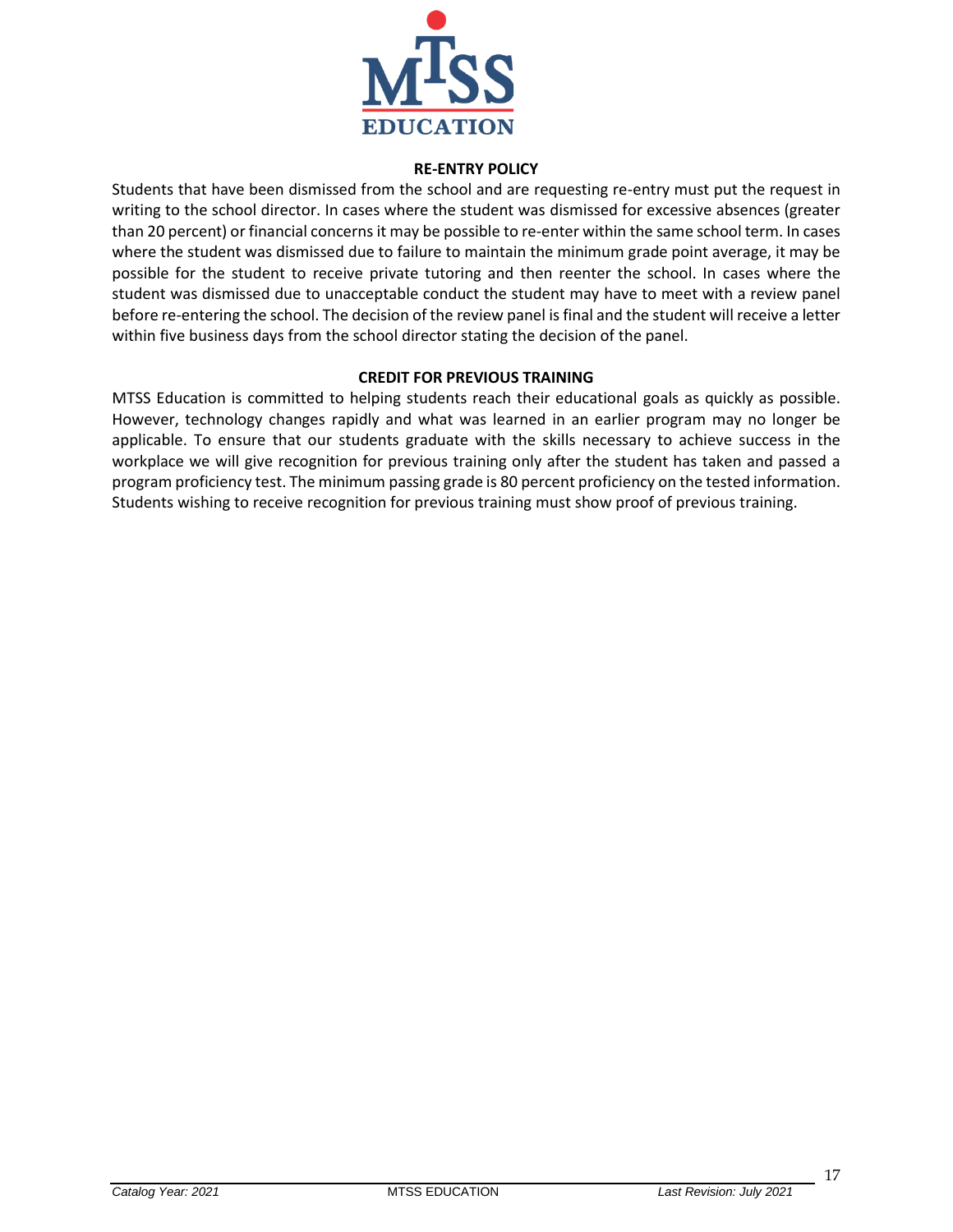## RE-ENTRY POLICY

Students that have been dismissed from the school and are requesting re-entry must put the request in writing to the school director. In cases where the student was dismissed for excessive absences (greater than 20 percent) or financial concerns it may be possible to re-enter within the same school term. In cases where the student was dismissed due to failure to maintain the minimum grade point average, it may be possible for the student to receive private tutoring and then reenter the school. In cases where the student was dismissed due to unacceptable conduct the student may have to meet with a review panel before re-entering the school. The decision of the review panel is final and the student will receive a letter within five business days from the school director stating the decision of the panel.

## CREDIT FOR PREVIOUS TRAINING

MTSS Education is committed to helping students reach their educational goals as quickly as possible. However, technology changes rapidly and what was learned in an earlier program may no longer be applicable. To ensure that our students graduate with the skills necessary to achieve success in the workplace we will give recognition for previous training only after the student has taken and passed a program proficiency test. The minimum passing grade is 80 percent proficiency on the tested information. Students wishing to receive recognition for previous training must show proof of previous training.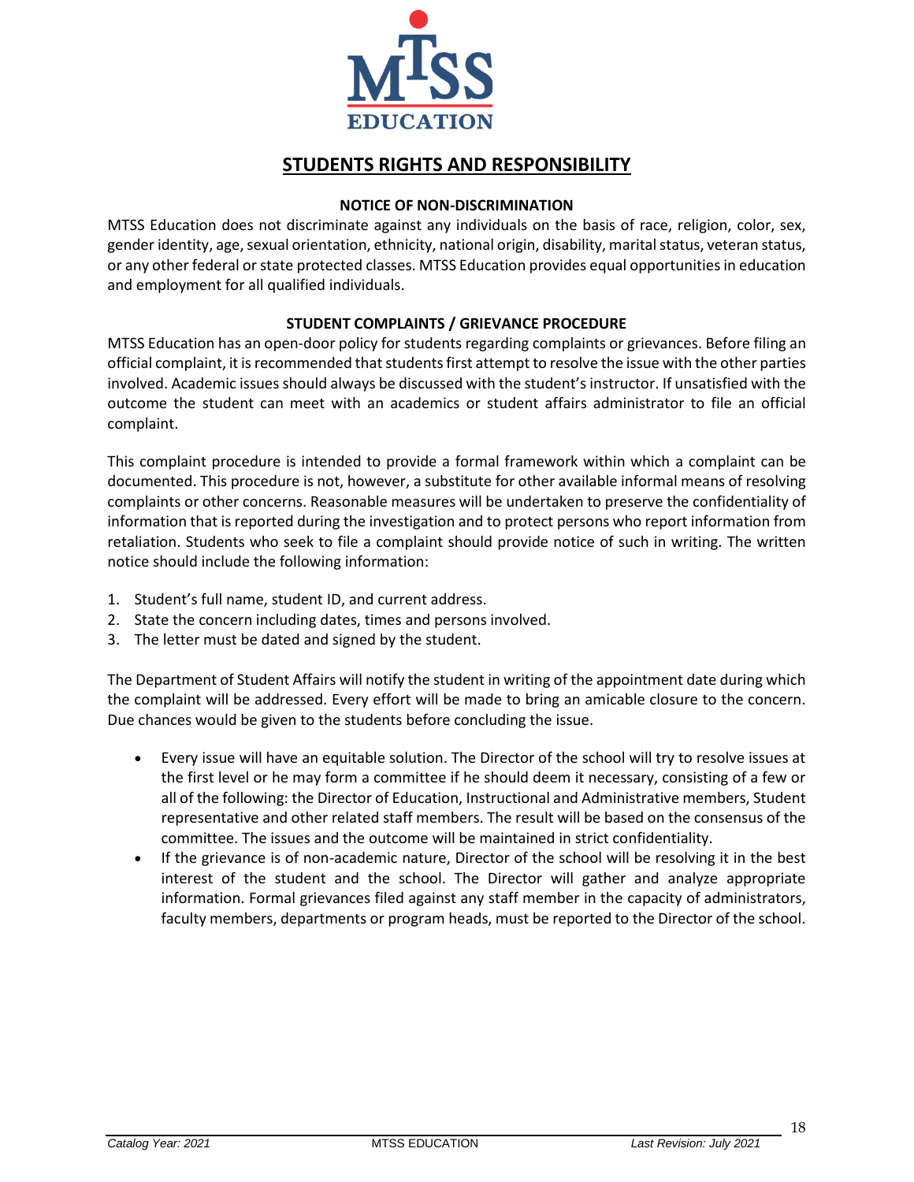# STUDENTS RIGHTS AND RESPONSIBILITY

### NOTICE OF NON-DISCRIMINATION

MTSS Education does not discriminate against any individuals on the basis of race, religion, color, sex, gender identity, age, sexual orientation, ethnicity, national origin, disability, marital status, veteran status, or any other federal or state protected classes. MTSS Education provides equal opportunities in education and employment for all qualified individuals.

### STUDENT COMPLAINTS / GRIEVANCE PROCEDURE

MTSS Education has an open-door policy for students regarding complaints or grievances. Before filing an official complaint, it is recommended that students first attempt to resolve the issue with the other parties involved. Academic issues should always be discussed with the student's instructor. If unsatisfied with the outcome the student can meet with an academics or student affairs administrator to file an official complaint.

This complaint procedure is intended to provide a formal framework within which a complaint can be documented. This procedure is not, however, a substitute for other available informal means of resolving complaints or other concerns. Reasonable measures will be undertaken to preserve the confidentiality of information that is reported during the investigation and to protect persons who report information from retaliation. Students who seek to file a complaint should provide notice of such in writing. The written notice should include the following information:

1. Student's full name, student ID, and current address.
2. State the concern including dates, times and persons involved.
3. The letter must be dated and signed by the student.

The Department of Student Affairs will notify the student in writing of the appointment date during which the complaint will be addressed. Every effort will be made to bring an amicable closure to the concern. Due chances would be given to the students before concluding the issue.

- Every issue will have an equitable solution. The Director of the school will try to resolve issues at the first level or he may form a committee if he should deem it necessary, consisting of a few or all of the following: the Director of Education, Instructional and Administrative members, Student representative and other related staff members. The result will be based on the consensus of the committee. The issues and the outcome will be maintained in strict confidentiality.
- If the grievance is of non-academic nature, Director of the school will be resolving it in the best interest of the student and the school. The Director will gather and analyze appropriate information. Formal grievances filed against any staff member in the capacity of administrators, faculty members, departments or program heads, must be reported to the Director of the school.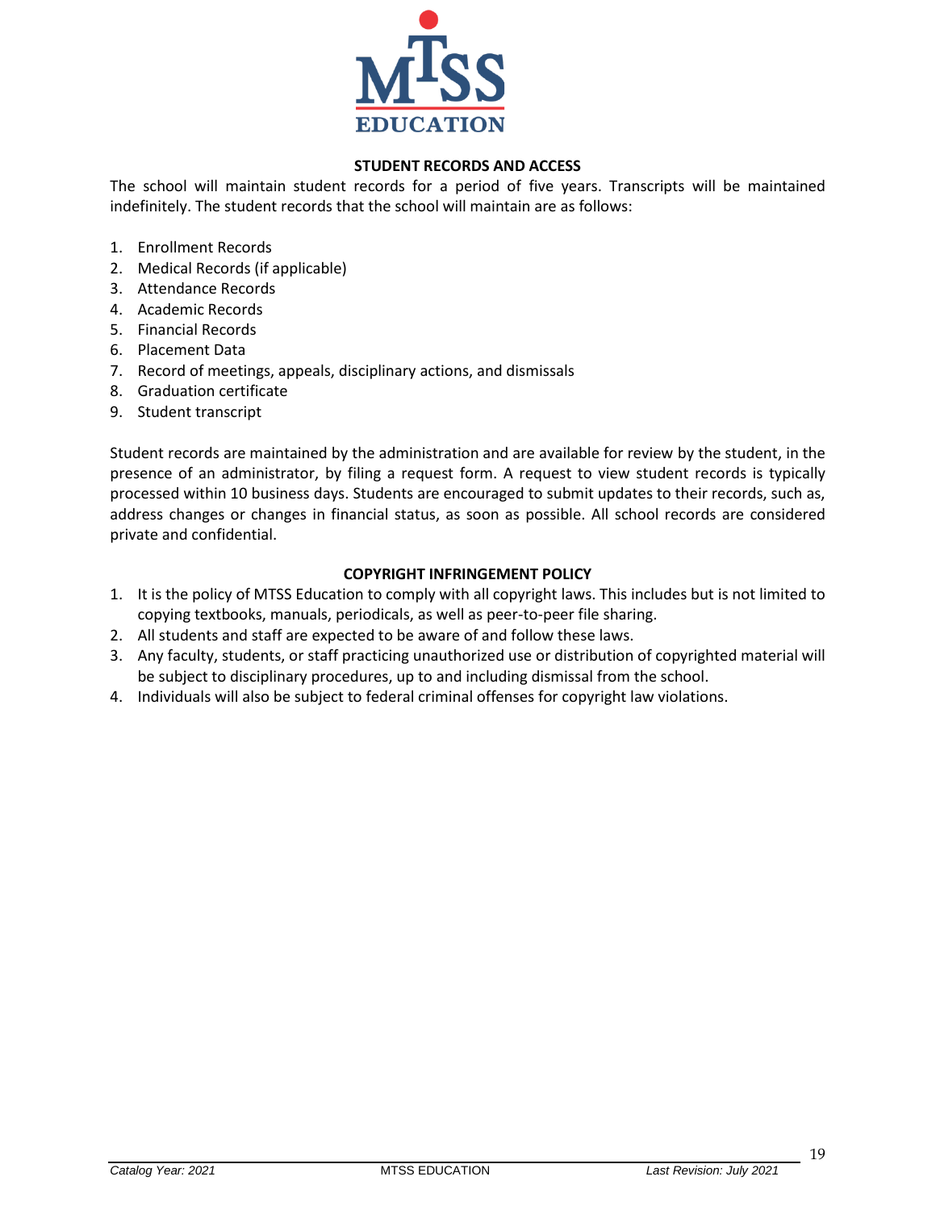## STUDENT RECORDS AND ACCESS

The school will maintain student records for a period of five years. Transcripts will be maintained indefinitely. The student records that the school will maintain are as follows:

1. Enrollment Records
2. Medical Records (if applicable)
3. Attendance Records
4. Academic Records
5. Financial Records
6. Placement Data
7. Record of meetings, appeals, disciplinary actions, and dismissals
8. Graduation certificate
9. Student transcript

Student records are maintained by the administration and are available for review by the student, in the presence of an administrator, by filing a request form. A request to view student records is typically processed within 10 business days. Students are encouraged to submit updates to their records, such as, address changes or changes in financial status, as soon as possible. All school records are considered private and confidential.

## COPYRIGHT INFRINGEMENT POLICY

1. It is the policy of MTSS Education to comply with all copyright laws. This includes but is not limited to copying textbooks, manuals, periodicals, as well as peer-to-peer file sharing.
2. All students and staff are expected to be aware of and follow these laws.
3. Any faculty, students, or staff practicing unauthorized use or distribution of copyrighted material will be subject to disciplinary procedures, up to and including dismissal from the school.
4. Individuals will also be subject to federal criminal offenses for copyright law violations.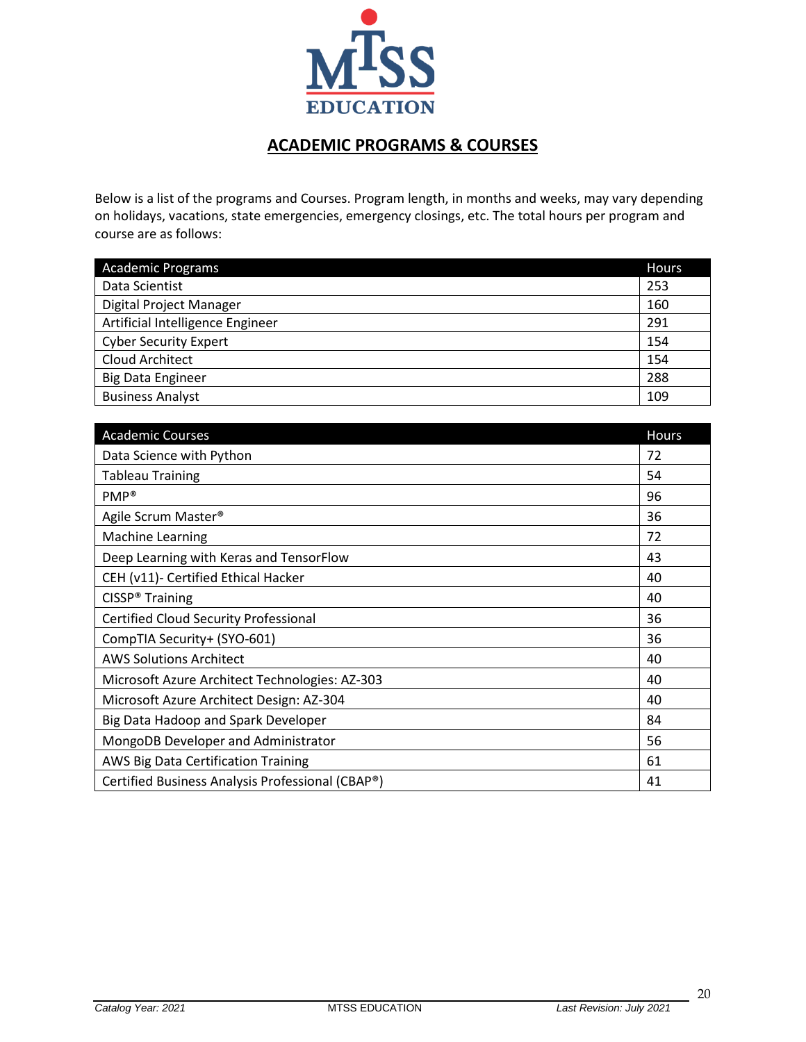MTSS EDUCATION

## ACADEMIC PROGRAMS & COURSES

Below is a list of the programs and Courses. Program length, in months and weeks, may vary depending on holidays, vacations, state emergencies, emergency closings, etc. The total hours per program and course are as follows:

| Academic Programs | Hours |
|---|---|
| Data Scientist | 253 |
| Digital Project Manager | 160 |
| Artificial Intelligence Engineer | 291 |
| Cyber Security Expert | 154 |
| Cloud Architect | 154 |
| Big Data Engineer | 288 |
| Business Analyst | 109 |

| Academic Courses | Hours |
|---|---|
| Data Science with Python | 72 |
| Tableau Training | 54 |
| PMP® | 96 |
| Agile Scrum Master® | 36 |
| Machine Learning | 72 |
| Deep Learning with Keras and TensorFlow | 43 |
| CEH (v11)- Certified Ethical Hacker | 40 |
| CISSP® Training | 40 |
| Certified Cloud Security Professional | 36 |
| CompTIA Security+ (SYO-601) | 36 |
| AWS Solutions Architect | 40 |
| Microsoft Azure Architect Technologies: AZ-303 | 40 |
| Microsoft Azure Architect Design: AZ-304 | 40 |
| Big Data Hadoop and Spark Developer | 84 |
| MongoDB Developer and Administrator | 56 |
| AWS Big Data Certification Training | 61 |
| Certified Business Analysis Professional (CBAP®) | 41 |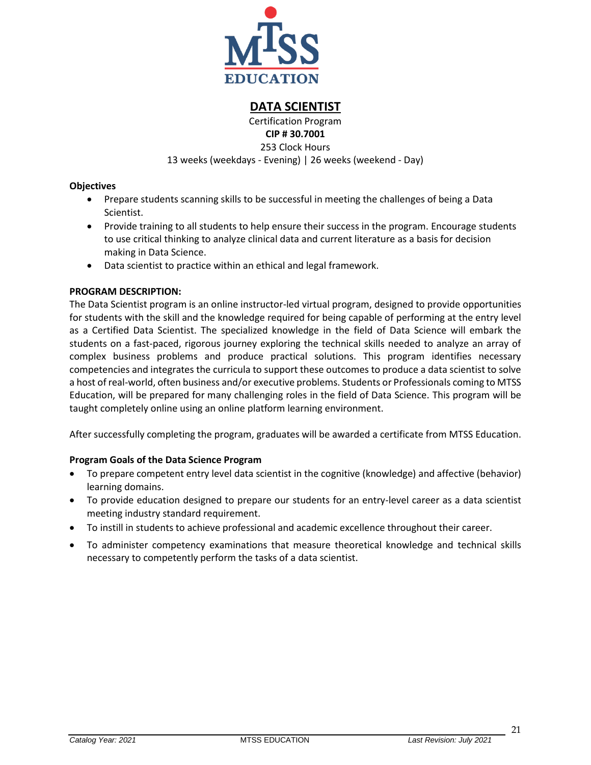# DATA SCIENTIST

Certification Program

**CIP # 30.7001**

253 Clock Hours

13 weeks (weekdays - Evening) | 26 weeks (weekend - Day)

**Objectives**

- Prepare students scanning skills to be successful in meeting the challenges of being a Data Scientist.
- Provide training to all students to help ensure their success in the program. Encourage students to use critical thinking to analyze clinical data and current literature as a basis for decision making in Data Science.
- Data scientist to practice within an ethical and legal framework.

**PROGRAM DESCRIPTION:**

The Data Scientist program is an online instructor-led virtual program, designed to provide opportunities for students with the skill and the knowledge required for being capable of performing at the entry level as a Certified Data Scientist. The specialized knowledge in the field of Data Science will embark the students on a fast-paced, rigorous journey exploring the technical skills needed to analyze an array of complex business problems and produce practical solutions. This program identifies necessary competencies and integrates the curricula to support these outcomes to produce a data scientist to solve a host of real-world, often business and/or executive problems. Students or Professionals coming to MTSS Education, will be prepared for many challenging roles in the field of Data Science. This program will be taught completely online using an online platform learning environment.

After successfully completing the program, graduates will be awarded a certificate from MTSS Education.

**Program Goals of the Data Science Program**

- To prepare competent entry level data scientist in the cognitive (knowledge) and affective (behavior) learning domains.
- To provide education designed to prepare our students for an entry-level career as a data scientist meeting industry standard requirement.
- To instill in students to achieve professional and academic excellence throughout their career.
- To administer competency examinations that measure theoretical knowledge and technical skills necessary to competently perform the tasks of a data scientist.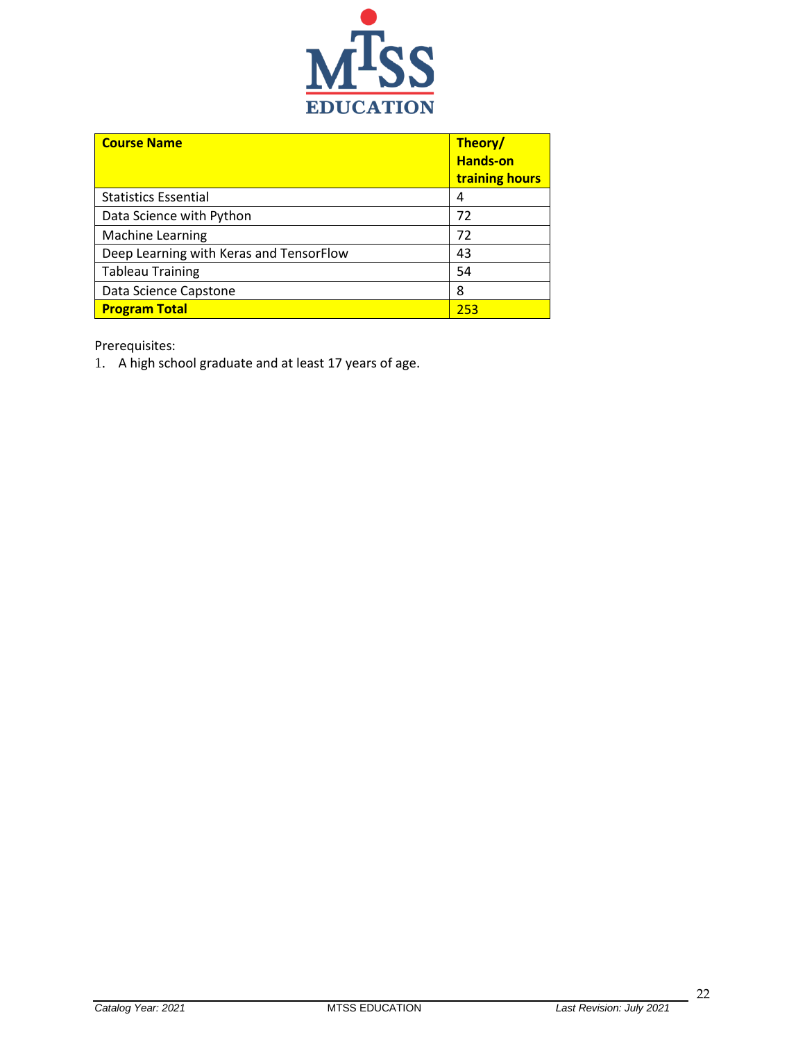| **Course Name** | **Theory/ Hands-on training hours** |
|---|---|
| Statistics Essential | 4 |
| Data Science with Python | 72 |
| Machine Learning | 72 |
| Deep Learning with Keras and TensorFlow | 43 |
| Tableau Training | 54 |
| Data Science Capstone | 8 |
| **Program Total** | 253 |

Prerequisites:

1. A high school graduate and at least 17 years of age.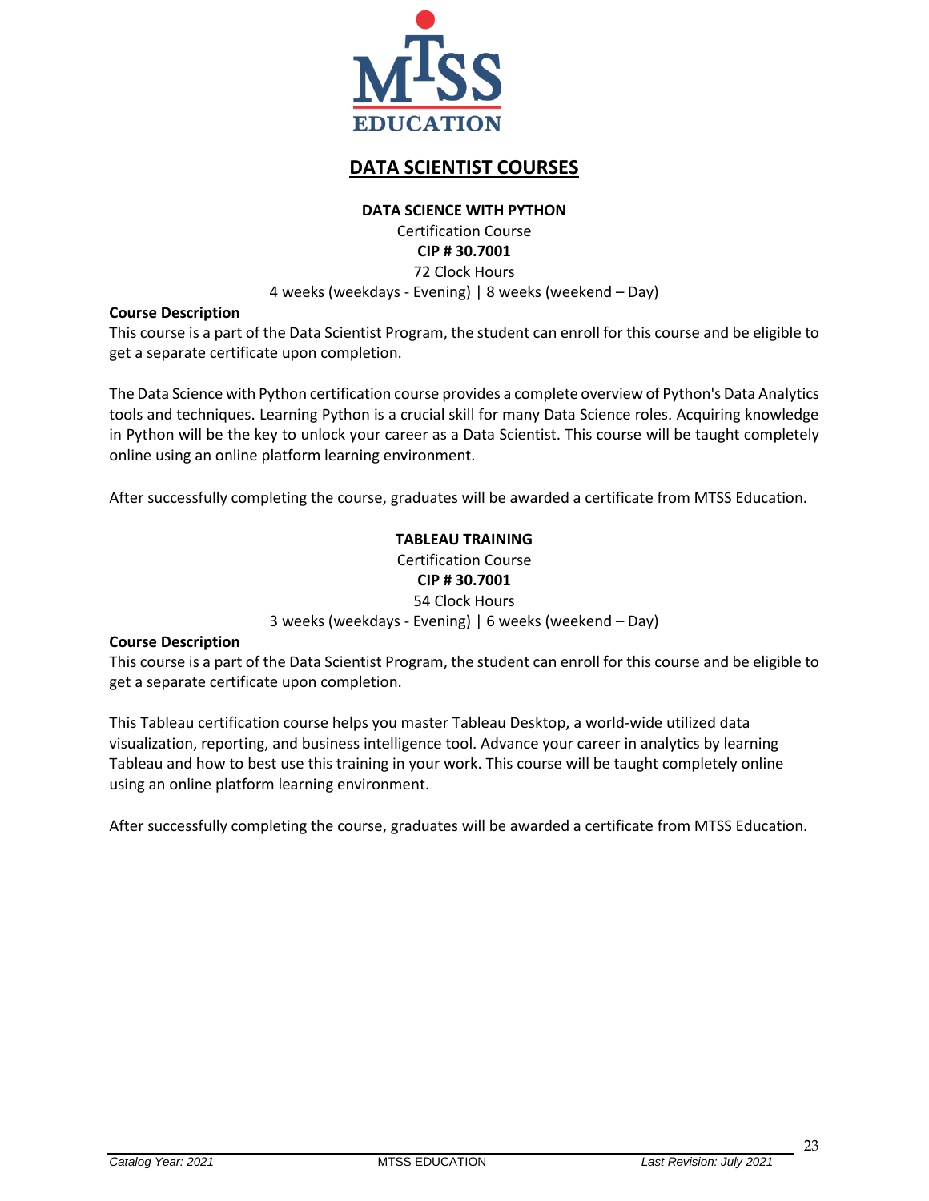# DATA SCIENTIST COURSES

## DATA SCIENCE WITH PYTHON

Certification Course

**CIP # 30.7001**

72 Clock Hours

4 weeks (weekdays - Evening) | 8 weeks (weekend – Day)

**Course Description**

This course is a part of the Data Scientist Program, the student can enroll for this course and be eligible to get a separate certificate upon completion.

The Data Science with Python certification course provides a complete overview of Python's Data Analytics tools and techniques. Learning Python is a crucial skill for many Data Science roles. Acquiring knowledge in Python will be the key to unlock your career as a Data Scientist. This course will be taught completely online using an online platform learning environment.

After successfully completing the course, graduates will be awarded a certificate from MTSS Education.

## TABLEAU TRAINING

Certification Course

**CIP # 30.7001**

54 Clock Hours

3 weeks (weekdays - Evening) | 6 weeks (weekend – Day)

**Course Description**

This course is a part of the Data Scientist Program, the student can enroll for this course and be eligible to get a separate certificate upon completion.

This Tableau certification course helps you master Tableau Desktop, a world-wide utilized data visualization, reporting, and business intelligence tool. Advance your career in analytics by learning Tableau and how to best use this training in your work. This course will be taught completely online using an online platform learning environment.

After successfully completing the course, graduates will be awarded a certificate from MTSS Education.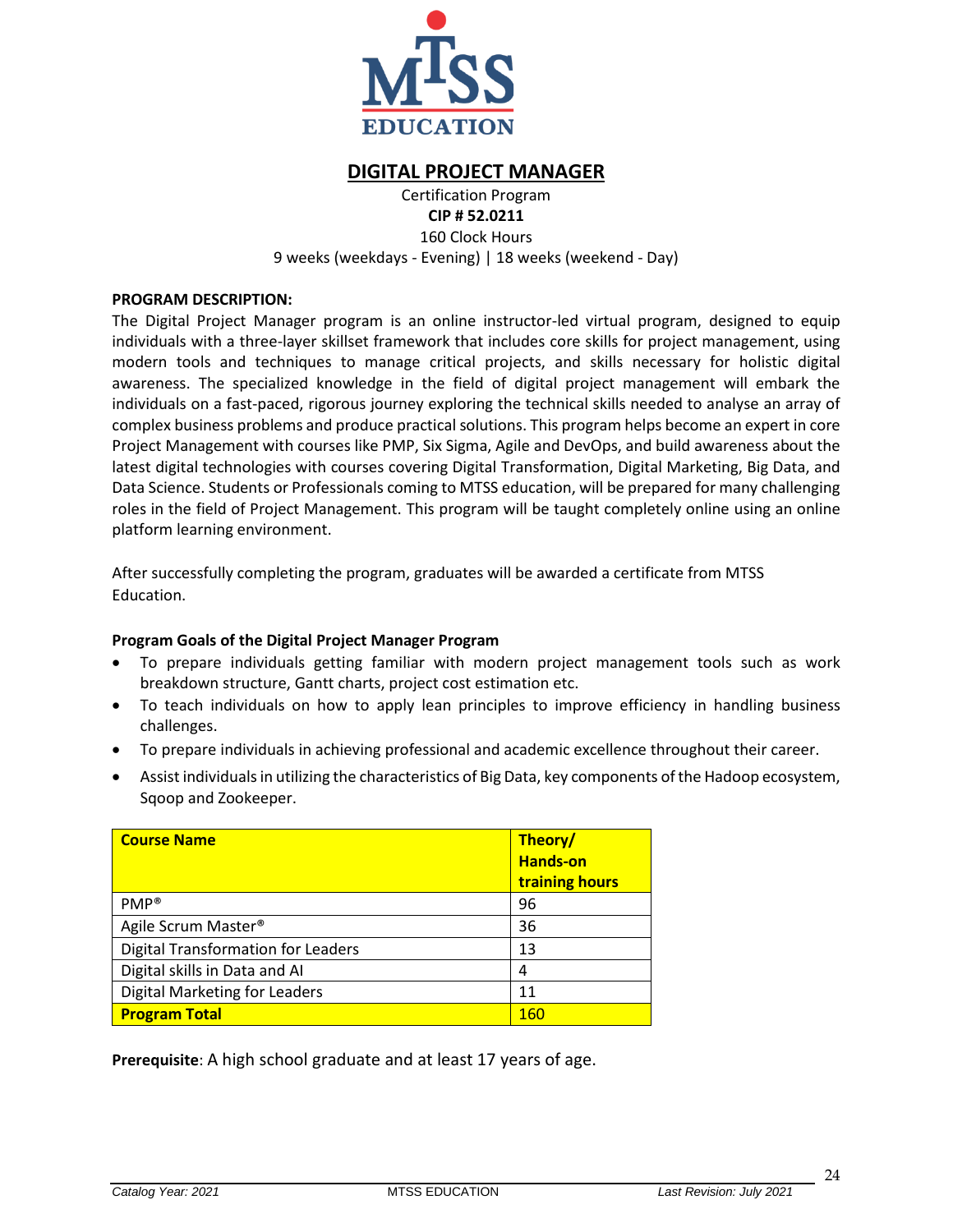# DIGITAL PROJECT MANAGER

Certification Program
**CIP # 52.0211**
160 Clock Hours
9 weeks (weekdays - Evening) | 18 weeks (weekend - Day)

**PROGRAM DESCRIPTION:**

The Digital Project Manager program is an online instructor-led virtual program, designed to equip individuals with a three-layer skillset framework that includes core skills for project management, using modern tools and techniques to manage critical projects, and skills necessary for holistic digital awareness. The specialized knowledge in the field of digital project management will embark the individuals on a fast-paced, rigorous journey exploring the technical skills needed to analyse an array of complex business problems and produce practical solutions. This program helps become an expert in core Project Management with courses like PMP, Six Sigma, Agile and DevOps, and build awareness about the latest digital technologies with courses covering Digital Transformation, Digital Marketing, Big Data, and Data Science. Students or Professionals coming to MTSS education, will be prepared for many challenging roles in the field of Project Management. This program will be taught completely online using an online platform learning environment.

After successfully completing the program, graduates will be awarded a certificate from MTSS Education.

**Program Goals of the Digital Project Manager Program**

- To prepare individuals getting familiar with modern project management tools such as work breakdown structure, Gantt charts, project cost estimation etc.
- To teach individuals on how to apply lean principles to improve efficiency in handling business challenges.
- To prepare individuals in achieving professional and academic excellence throughout their career.
- Assist individuals in utilizing the characteristics of Big Data, key components of the Hadoop ecosystem, Sqoop and Zookeeper.

| Course Name | Theory/ Hands-on training hours |
|---|---|
| PMP® | 96 |
| Agile Scrum Master® | 36 |
| Digital Transformation for Leaders | 13 |
| Digital skills in Data and AI | 4 |
| Digital Marketing for Leaders | 11 |
| **Program Total** | 160 |

**Prerequisite**: A high school graduate and at least 17 years of age.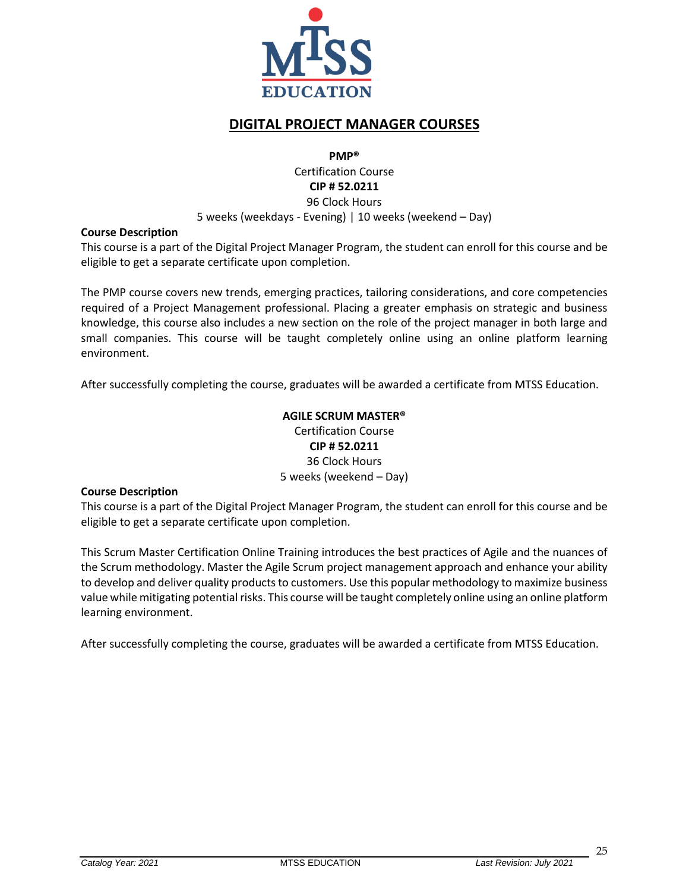# DIGITAL PROJECT MANAGER COURSES

**PMP®**
Certification Course
**CIP # 52.0211**
96 Clock Hours
5 weeks (weekdays - Evening) | 10 weeks (weekend – Day)

**Course Description**
This course is a part of the Digital Project Manager Program, the student can enroll for this course and be eligible to get a separate certificate upon completion.

The PMP course covers new trends, emerging practices, tailoring considerations, and core competencies required of a Project Management professional. Placing a greater emphasis on strategic and business knowledge, this course also includes a new section on the role of the project manager in both large and small companies. This course will be taught completely online using an online platform learning environment.

After successfully completing the course, graduates will be awarded a certificate from MTSS Education.

**AGILE SCRUM MASTER®**
Certification Course
**CIP # 52.0211**
36 Clock Hours
5 weeks (weekend – Day)

**Course Description**
This course is a part of the Digital Project Manager Program, the student can enroll for this course and be eligible to get a separate certificate upon completion.

This Scrum Master Certification Online Training introduces the best practices of Agile and the nuances of the Scrum methodology. Master the Agile Scrum project management approach and enhance your ability to develop and deliver quality products to customers. Use this popular methodology to maximize business value while mitigating potential risks. This course will be taught completely online using an online platform learning environment.

After successfully completing the course, graduates will be awarded a certificate from MTSS Education.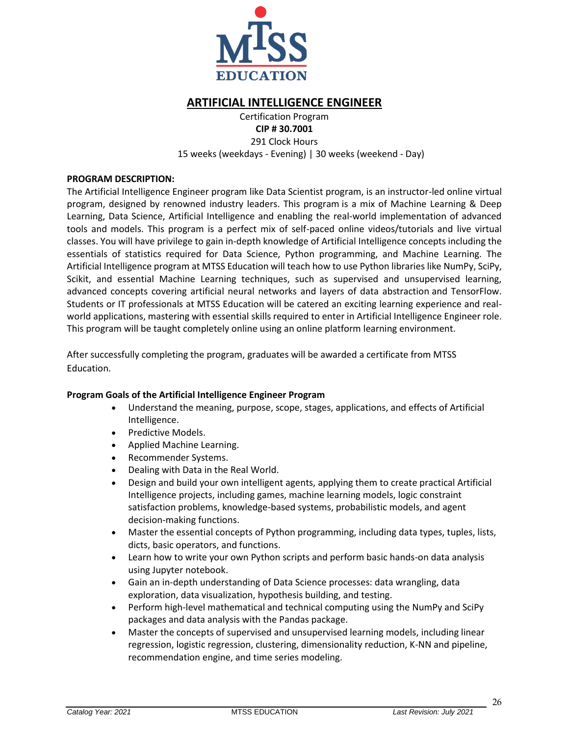# ARTIFICIAL INTELLIGENCE ENGINEER

Certification Program
**CIP # 30.7001**
291 Clock Hours
15 weeks (weekdays - Evening) | 30 weeks (weekend - Day)

**PROGRAM DESCRIPTION:**

The Artificial Intelligence Engineer program like Data Scientist program, is an instructor-led online virtual program, designed by renowned industry leaders. This program is a mix of Machine Learning & Deep Learning, Data Science, Artificial Intelligence and enabling the real-world implementation of advanced tools and models. This program is a perfect mix of self-paced online videos/tutorials and live virtual classes. You will have privilege to gain in-depth knowledge of Artificial Intelligence concepts including the essentials of statistics required for Data Science, Python programming, and Machine Learning. The Artificial Intelligence program at MTSS Education will teach how to use Python libraries like NumPy, SciPy, Scikit, and essential Machine Learning techniques, such as supervised and unsupervised learning, advanced concepts covering artificial neural networks and layers of data abstraction and TensorFlow. Students or IT professionals at MTSS Education will be catered an exciting learning experience and real-world applications, mastering with essential skills required to enter in Artificial Intelligence Engineer role. This program will be taught completely online using an online platform learning environment.

After successfully completing the program, graduates will be awarded a certificate from MTSS Education.

**Program Goals of the Artificial Intelligence Engineer Program**

- Understand the meaning, purpose, scope, stages, applications, and effects of Artificial Intelligence.
- Predictive Models.
- Applied Machine Learning.
- Recommender Systems.
- Dealing with Data in the Real World.
- Design and build your own intelligent agents, applying them to create practical Artificial Intelligence projects, including games, machine learning models, logic constraint satisfaction problems, knowledge-based systems, probabilistic models, and agent decision-making functions.
- Master the essential concepts of Python programming, including data types, tuples, lists, dicts, basic operators, and functions.
- Learn how to write your own Python scripts and perform basic hands-on data analysis using Jupyter notebook.
- Gain an in-depth understanding of Data Science processes: data wrangling, data exploration, data visualization, hypothesis building, and testing.
- Perform high-level mathematical and technical computing using the NumPy and SciPy packages and data analysis with the Pandas package.
- Master the concepts of supervised and unsupervised learning models, including linear regression, logistic regression, clustering, dimensionality reduction, K-NN and pipeline, recommendation engine, and time series modeling.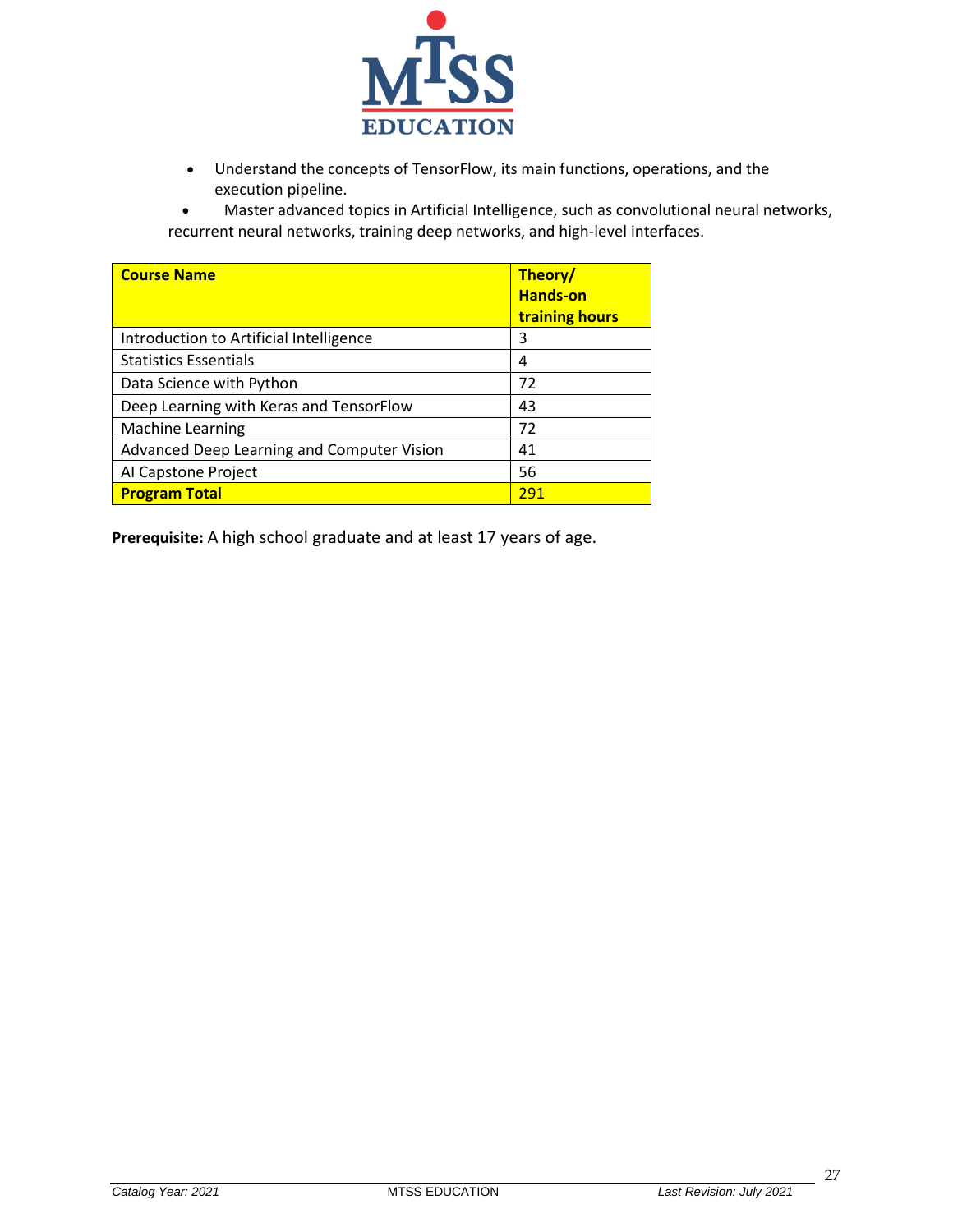- Understand the concepts of TensorFlow, its main functions, operations, and the execution pipeline.
- Master advanced topics in Artificial Intelligence, such as convolutional neural networks, recurrent neural networks, training deep networks, and high-level interfaces.

| **Course Name** | **Theory/ Hands-on training hours** |
|---|---|
| Introduction to Artificial Intelligence | 3 |
| Statistics Essentials | 4 |
| Data Science with Python | 72 |
| Deep Learning with Keras and TensorFlow | 43 |
| Machine Learning | 72 |
| Advanced Deep Learning and Computer Vision | 41 |
| AI Capstone Project | 56 |
| **Program Total** | 291 |

**Prerequisite:** A high school graduate and at least 17 years of age.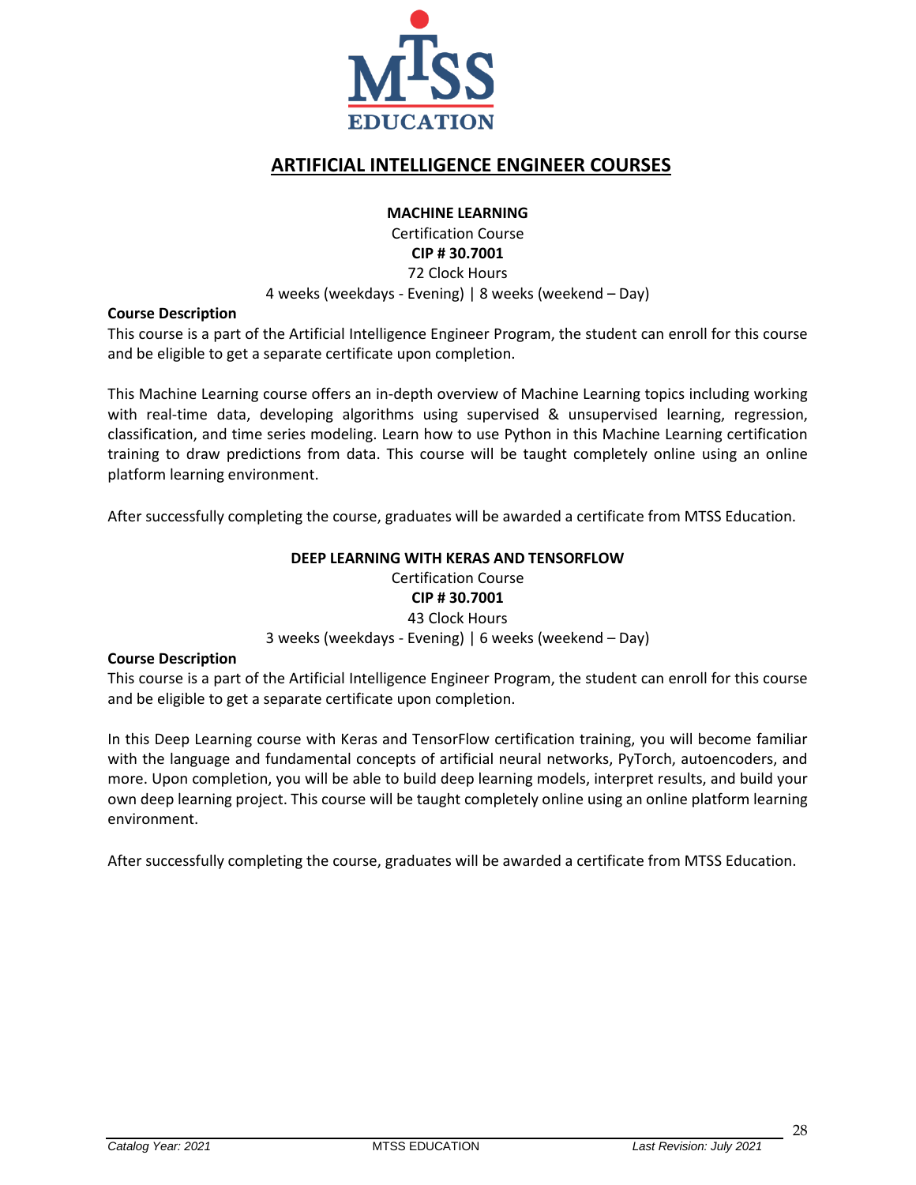# ARTIFICIAL INTELLIGENCE ENGINEER COURSES

## MACHINE LEARNING

Certification Course
**CIP # 30.7001**
72 Clock Hours
4 weeks (weekdays - Evening) | 8 weeks (weekend – Day)

**Course Description**

This course is a part of the Artificial Intelligence Engineer Program, the student can enroll for this course and be eligible to get a separate certificate upon completion.

This Machine Learning course offers an in-depth overview of Machine Learning topics including working with real-time data, developing algorithms using supervised & unsupervised learning, regression, classification, and time series modeling. Learn how to use Python in this Machine Learning certification training to draw predictions from data. This course will be taught completely online using an online platform learning environment.

After successfully completing the course, graduates will be awarded a certificate from MTSS Education.

## DEEP LEARNING WITH KERAS AND TENSORFLOW

Certification Course
**CIP # 30.7001**
43 Clock Hours
3 weeks (weekdays - Evening) | 6 weeks (weekend – Day)

**Course Description**

This course is a part of the Artificial Intelligence Engineer Program, the student can enroll for this course and be eligible to get a separate certificate upon completion.

In this Deep Learning course with Keras and TensorFlow certification training, you will become familiar with the language and fundamental concepts of artificial neural networks, PyTorch, autoencoders, and more. Upon completion, you will be able to build deep learning models, interpret results, and build your own deep learning project. This course will be taught completely online using an online platform learning environment.

After successfully completing the course, graduates will be awarded a certificate from MTSS Education.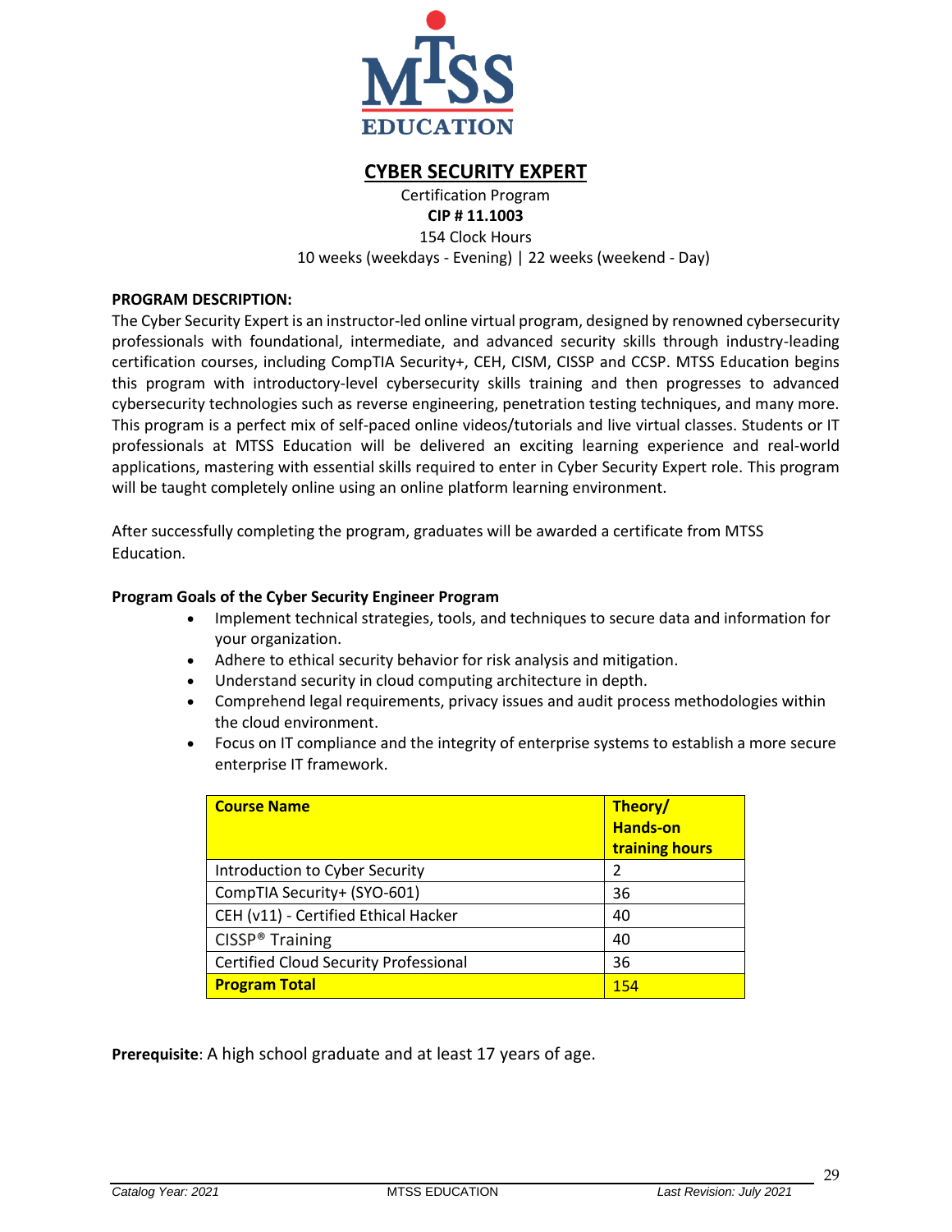# CYBER SECURITY EXPERT

Certification Program
**CIP # 11.1003**
154 Clock Hours
10 weeks (weekdays - Evening) | 22 weeks (weekend - Day)

**PROGRAM DESCRIPTION:**
The Cyber Security Expert is an instructor-led online virtual program, designed by renowned cybersecurity professionals with foundational, intermediate, and advanced security skills through industry-leading certification courses, including CompTIA Security+, CEH, CISM, CISSP and CCSP. MTSS Education begins this program with introductory-level cybersecurity skills training and then progresses to advanced cybersecurity technologies such as reverse engineering, penetration testing techniques, and many more. This program is a perfect mix of self-paced online videos/tutorials and live virtual classes. Students or IT professionals at MTSS Education will be delivered an exciting learning experience and real-world applications, mastering with essential skills required to enter in Cyber Security Expert role. This program will be taught completely online using an online platform learning environment.

After successfully completing the program, graduates will be awarded a certificate from MTSS Education.

**Program Goals of the Cyber Security Engineer Program**

- Implement technical strategies, tools, and techniques to secure data and information for your organization.
- Adhere to ethical security behavior for risk analysis and mitigation.
- Understand security in cloud computing architecture in depth.
- Comprehend legal requirements, privacy issues and audit process methodologies within the cloud environment.
- Focus on IT compliance and the integrity of enterprise systems to establish a more secure enterprise IT framework.

| Course Name | Theory/ Hands-on training hours |
|---|---|
| Introduction to Cyber Security | 2 |
| CompTIA Security+ (SYO-601) | 36 |
| CEH (v11) - Certified Ethical Hacker | 40 |
| CISSP® Training | 40 |
| Certified Cloud Security Professional | 36 |
| **Program Total** | 154 |

**Prerequisite**: A high school graduate and at least 17 years of age.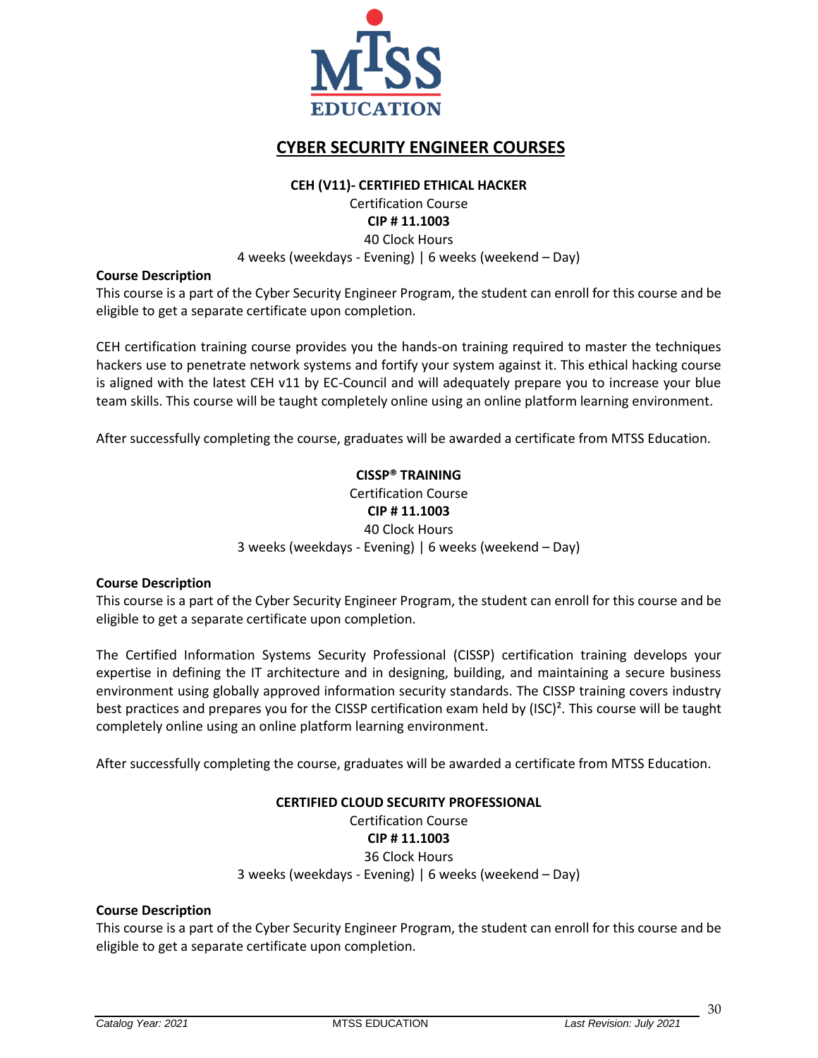MTSS EDUCATION

# CYBER SECURITY ENGINEER COURSES

## CEH (V11)- CERTIFIED ETHICAL HACKER

Certification Course

**CIP # 11.1003**

40 Clock Hours

4 weeks (weekdays - Evening) | 6 weeks (weekend – Day)

**Course Description**

This course is a part of the Cyber Security Engineer Program, the student can enroll for this course and be eligible to get a separate certificate upon completion.

CEH certification training course provides you the hands-on training required to master the techniques hackers use to penetrate network systems and fortify your system against it. This ethical hacking course is aligned with the latest CEH v11 by EC-Council and will adequately prepare you to increase your blue team skills. This course will be taught completely online using an online platform learning environment.

After successfully completing the course, graduates will be awarded a certificate from MTSS Education.

## CISSP® TRAINING

Certification Course

**CIP # 11.1003**

40 Clock Hours

3 weeks (weekdays - Evening) | 6 weeks (weekend – Day)

**Course Description**

This course is a part of the Cyber Security Engineer Program, the student can enroll for this course and be eligible to get a separate certificate upon completion.

The Certified Information Systems Security Professional (CISSP) certification training develops your expertise in defining the IT architecture and in designing, building, and maintaining a secure business environment using globally approved information security standards. The CISSP training covers industry best practices and prepares you for the CISSP certification exam held by (ISC)². This course will be taught completely online using an online platform learning environment.

After successfully completing the course, graduates will be awarded a certificate from MTSS Education.

## CERTIFIED CLOUD SECURITY PROFESSIONAL

Certification Course

**CIP # 11.1003**

36 Clock Hours

3 weeks (weekdays - Evening) | 6 weeks (weekend – Day)

**Course Description**

This course is a part of the Cyber Security Engineer Program, the student can enroll for this course and be eligible to get a separate certificate upon completion.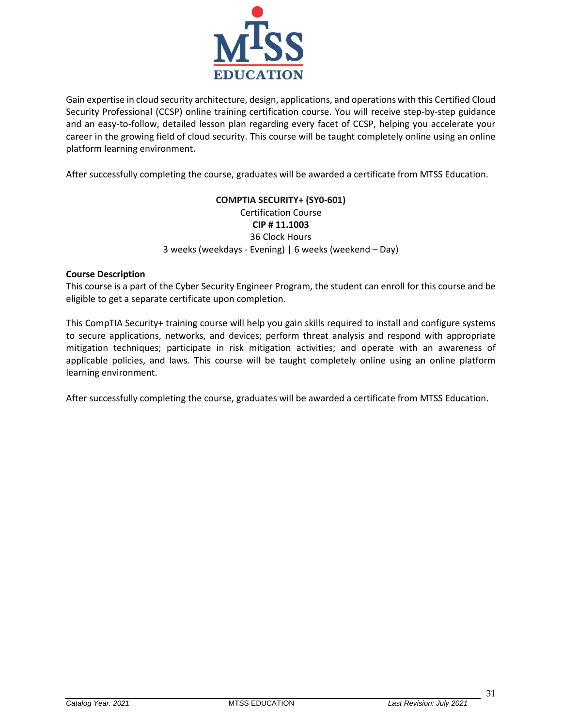Gain expertise in cloud security architecture, design, applications, and operations with this Certified Cloud Security Professional (CCSP) online training certification course. You will receive step-by-step guidance and an easy-to-follow, detailed lesson plan regarding every facet of CCSP, helping you accelerate your career in the growing field of cloud security. This course will be taught completely online using an online platform learning environment.

After successfully completing the course, graduates will be awarded a certificate from MTSS Education.

**COMPTIA SECURITY+ (SY0-601)**
Certification Course
**CIP # 11.1003**
36 Clock Hours
3 weeks (weekdays - Evening) | 6 weeks (weekend – Day)

**Course Description**
This course is a part of the Cyber Security Engineer Program, the student can enroll for this course and be eligible to get a separate certificate upon completion.

This CompTIA Security+ training course will help you gain skills required to install and configure systems to secure applications, networks, and devices; perform threat analysis and respond with appropriate mitigation techniques; participate in risk mitigation activities; and operate with an awareness of applicable policies, and laws. This course will be taught completely online using an online platform learning environment.

After successfully completing the course, graduates will be awarded a certificate from MTSS Education.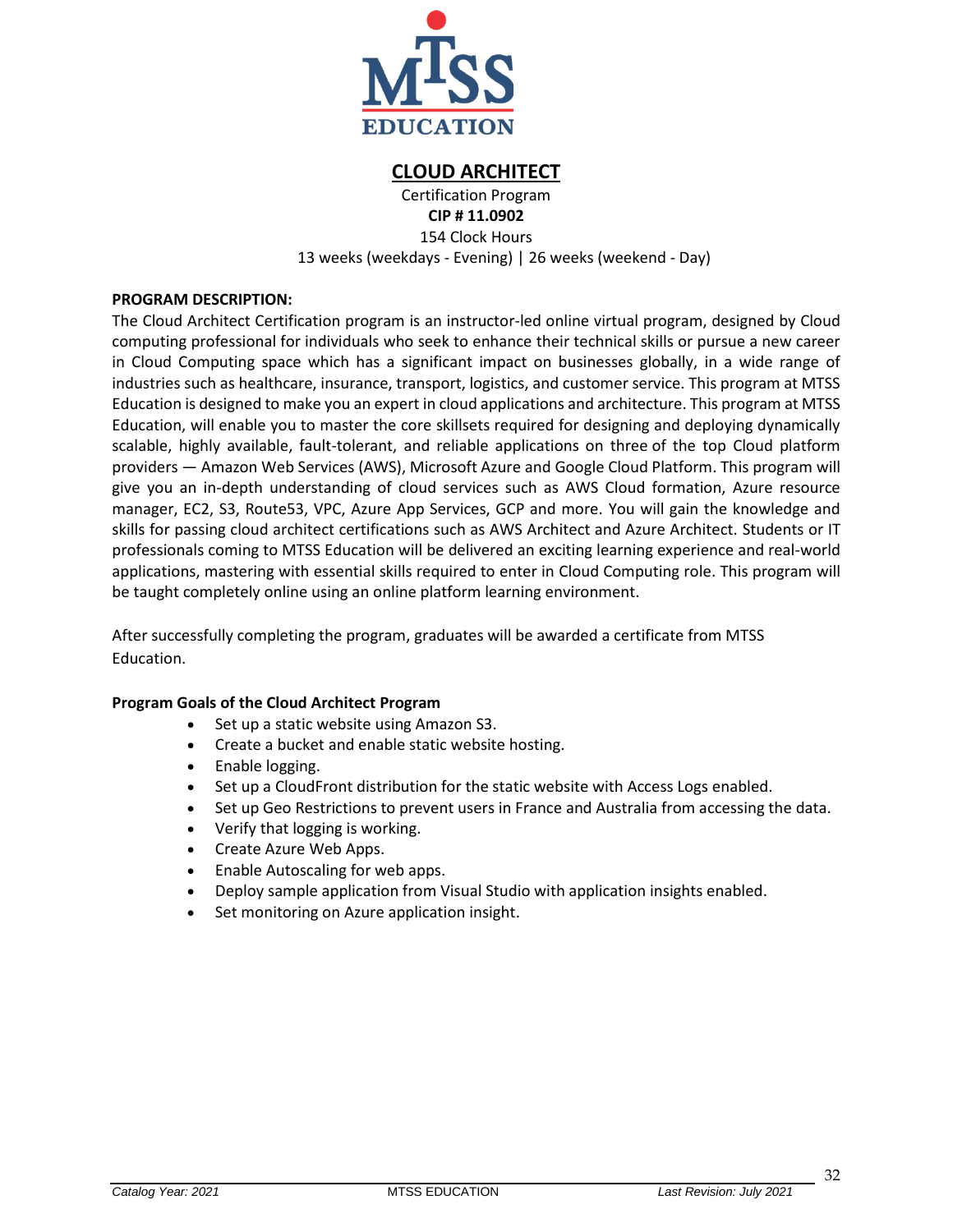# CLOUD ARCHITECT

Certification Program

**CIP # 11.0902**

154 Clock Hours

13 weeks (weekdays - Evening) | 26 weeks (weekend - Day)

**PROGRAM DESCRIPTION:**

The Cloud Architect Certification program is an instructor-led online virtual program, designed by Cloud computing professional for individuals who seek to enhance their technical skills or pursue a new career in Cloud Computing space which has a significant impact on businesses globally, in a wide range of industries such as healthcare, insurance, transport, logistics, and customer service. This program at MTSS Education is designed to make you an expert in cloud applications and architecture. This program at MTSS Education, will enable you to master the core skillsets required for designing and deploying dynamically scalable, highly available, fault-tolerant, and reliable applications on three of the top Cloud platform providers — Amazon Web Services (AWS), Microsoft Azure and Google Cloud Platform. This program will give you an in-depth understanding of cloud services such as AWS Cloud formation, Azure resource manager, EC2, S3, Route53, VPC, Azure App Services, GCP and more. You will gain the knowledge and skills for passing cloud architect certifications such as AWS Architect and Azure Architect. Students or IT professionals coming to MTSS Education will be delivered an exciting learning experience and real-world applications, mastering with essential skills required to enter in Cloud Computing role. This program will be taught completely online using an online platform learning environment.

After successfully completing the program, graduates will be awarded a certificate from MTSS Education.

**Program Goals of the Cloud Architect Program**

- Set up a static website using Amazon S3.
- Create a bucket and enable static website hosting.
- Enable logging.
- Set up a CloudFront distribution for the static website with Access Logs enabled.
- Set up Geo Restrictions to prevent users in France and Australia from accessing the data.
- Verify that logging is working.
- Create Azure Web Apps.
- Enable Autoscaling for web apps.
- Deploy sample application from Visual Studio with application insights enabled.
- Set monitoring on Azure application insight.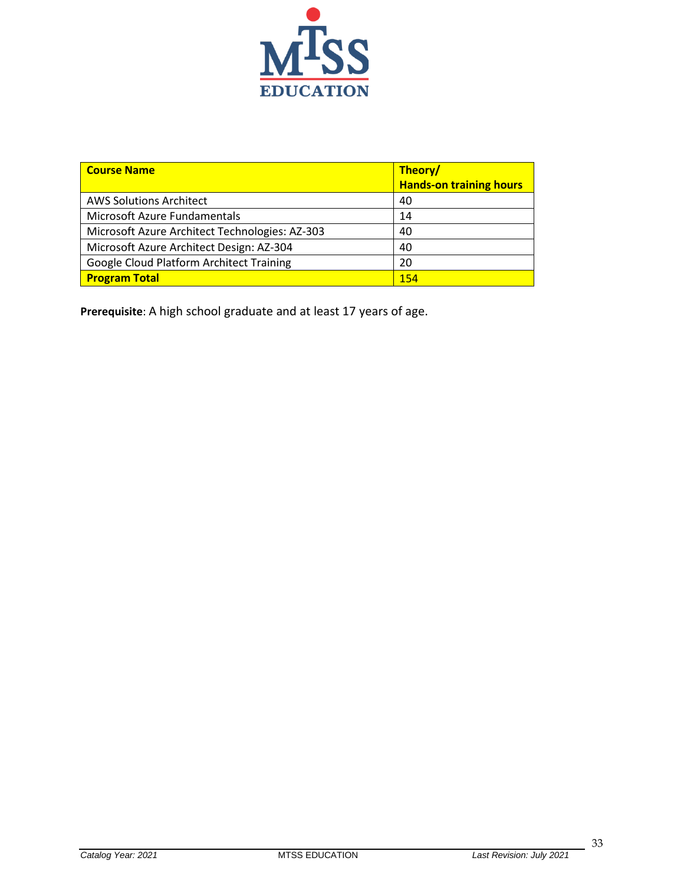| Course Name | Theory/ Hands-on training hours |
| --- | --- |
| AWS Solutions Architect | 40 |
| Microsoft Azure Fundamentals | 14 |
| Microsoft Azure Architect Technologies: AZ-303 | 40 |
| Microsoft Azure Architect Design: AZ-304 | 40 |
| Google Cloud Platform Architect Training | 20 |
| **Program Total** | 154 |

**Prerequisite**: A high school graduate and at least 17 years of age.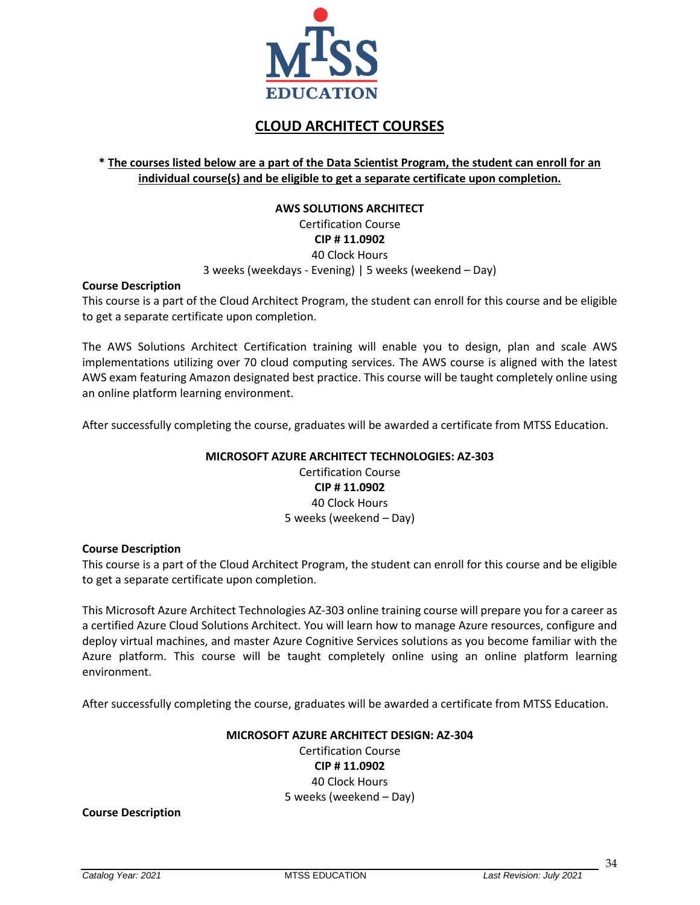MTSS EDUCATION

# CLOUD ARCHITECT COURSES

**\* The courses listed below are a part of the Data Scientist Program, the student can enroll for an individual course(s) and be eligible to get a separate certificate upon completion.**

## AWS SOLUTIONS ARCHITECT

Certification Course
**CIP # 11.0902**
40 Clock Hours
3 weeks (weekdays - Evening) | 5 weeks (weekend – Day)

**Course Description**

This course is a part of the Cloud Architect Program, the student can enroll for this course and be eligible to get a separate certificate upon completion.

The AWS Solutions Architect Certification training will enable you to design, plan and scale AWS implementations utilizing over 70 cloud computing services. The AWS course is aligned with the latest AWS exam featuring Amazon designated best practice. This course will be taught completely online using an online platform learning environment.

After successfully completing the course, graduates will be awarded a certificate from MTSS Education.

## MICROSOFT AZURE ARCHITECT TECHNOLOGIES: AZ-303

Certification Course
**CIP # 11.0902**
40 Clock Hours
5 weeks (weekend – Day)

**Course Description**

This course is a part of the Cloud Architect Program, the student can enroll for this course and be eligible to get a separate certificate upon completion.

This Microsoft Azure Architect Technologies AZ-303 online training course will prepare you for a career as a certified Azure Cloud Solutions Architect. You will learn how to manage Azure resources, configure and deploy virtual machines, and master Azure Cognitive Services solutions as you become familiar with the Azure platform. This course will be taught completely online using an online platform learning environment.

After successfully completing the course, graduates will be awarded a certificate from MTSS Education.

## MICROSOFT AZURE ARCHITECT DESIGN: AZ-304

Certification Course
**CIP # 11.0902**
40 Clock Hours
5 weeks (weekend – Day)

**Course Description**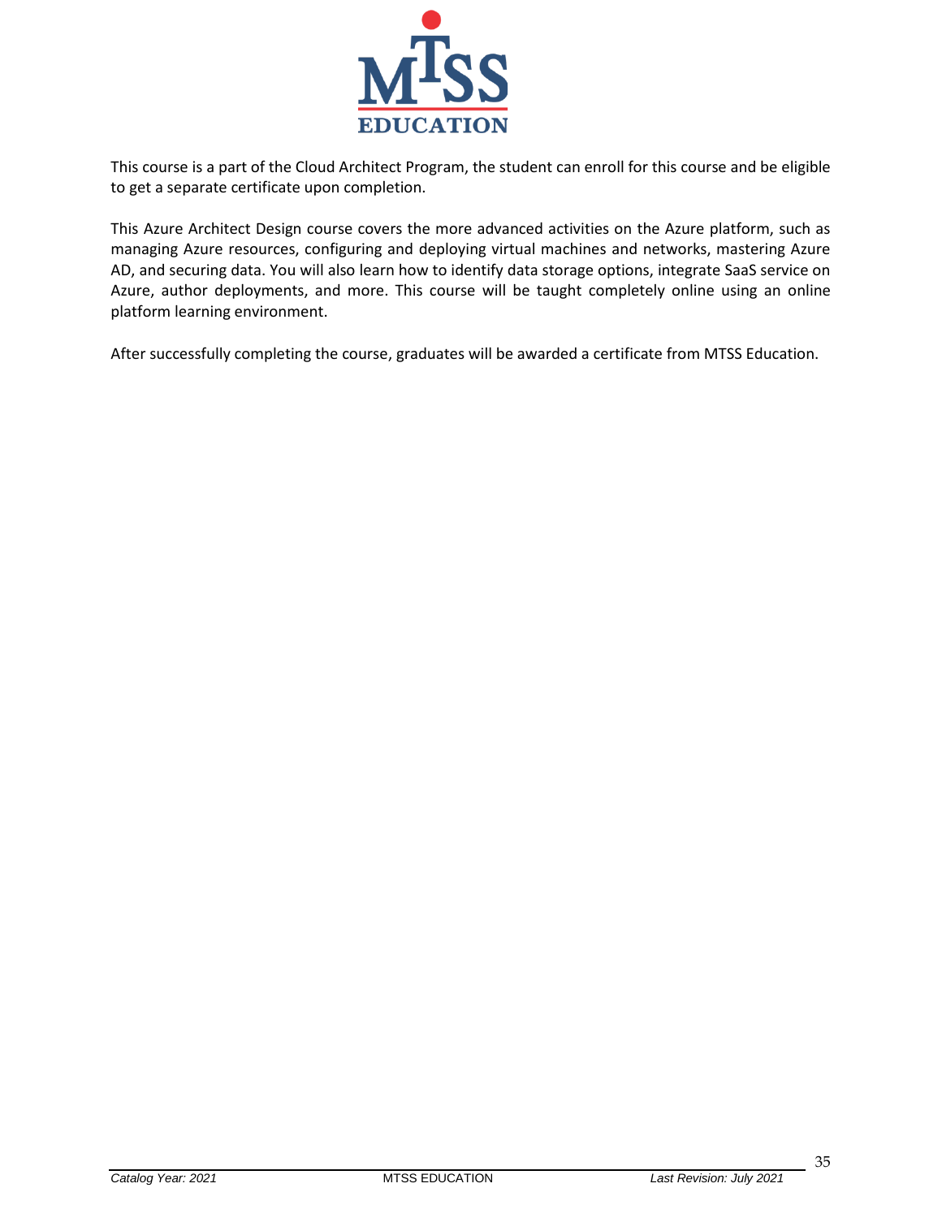This course is a part of the Cloud Architect Program, the student can enroll for this course and be eligible to get a separate certificate upon completion.

This Azure Architect Design course covers the more advanced activities on the Azure platform, such as managing Azure resources, configuring and deploying virtual machines and networks, mastering Azure AD, and securing data. You will also learn how to identify data storage options, integrate SaaS service on Azure, author deployments, and more. This course will be taught completely online using an online platform learning environment.

After successfully completing the course, graduates will be awarded a certificate from MTSS Education.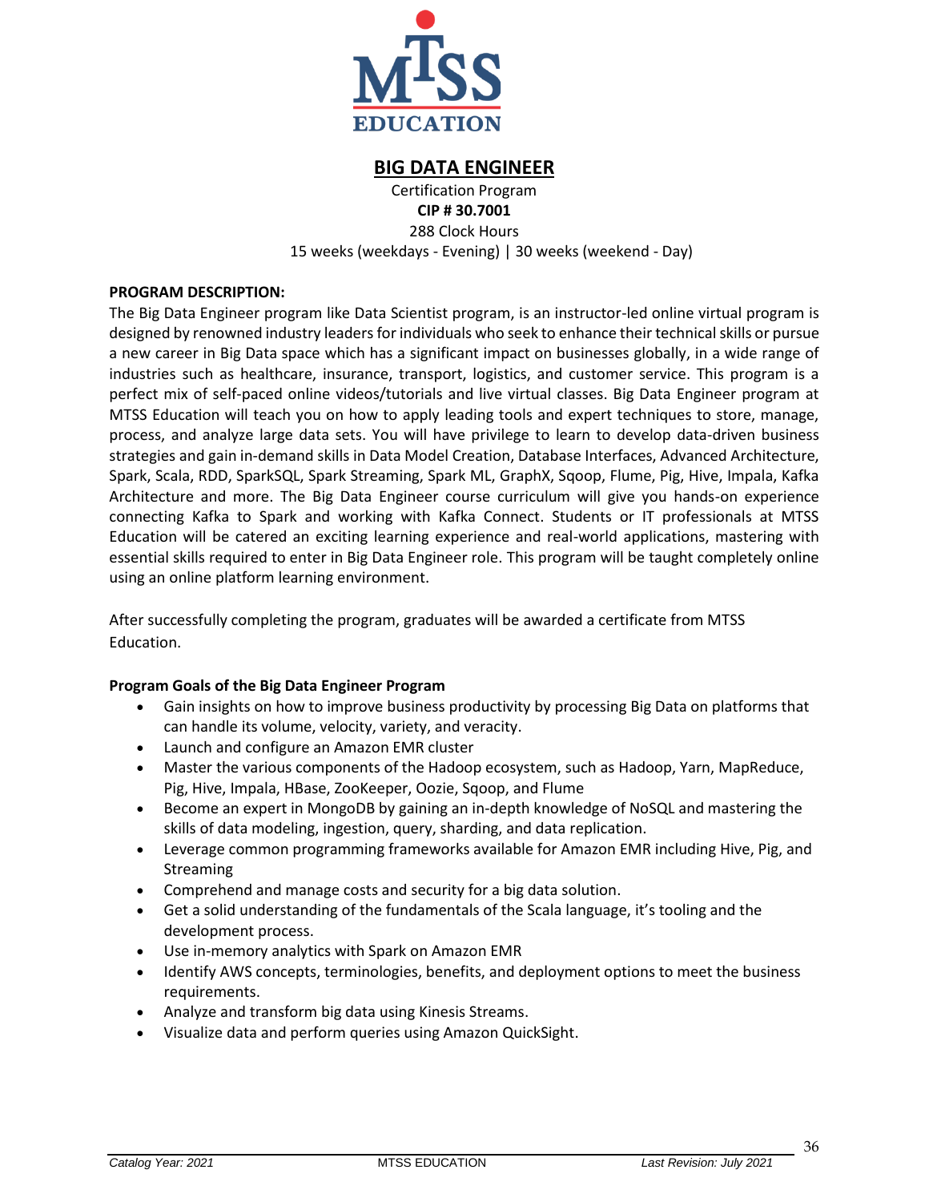# BIG DATA ENGINEER

Certification Program
**CIP # 30.7001**
288 Clock Hours
15 weeks (weekdays - Evening) | 30 weeks (weekend - Day)

**PROGRAM DESCRIPTION:**

The Big Data Engineer program like Data Scientist program, is an instructor-led online virtual program is designed by renowned industry leaders for individuals who seek to enhance their technical skills or pursue a new career in Big Data space which has a significant impact on businesses globally, in a wide range of industries such as healthcare, insurance, transport, logistics, and customer service. This program is a perfect mix of self-paced online videos/tutorials and live virtual classes. Big Data Engineer program at MTSS Education will teach you on how to apply leading tools and expert techniques to store, manage, process, and analyze large data sets. You will have privilege to learn to develop data-driven business strategies and gain in-demand skills in Data Model Creation, Database Interfaces, Advanced Architecture, Spark, Scala, RDD, SparkSQL, Spark Streaming, Spark ML, GraphX, Sqoop, Flume, Pig, Hive, Impala, Kafka Architecture and more. The Big Data Engineer course curriculum will give you hands-on experience connecting Kafka to Spark and working with Kafka Connect. Students or IT professionals at MTSS Education will be catered an exciting learning experience and real-world applications, mastering with essential skills required to enter in Big Data Engineer role. This program will be taught completely online using an online platform learning environment.

After successfully completing the program, graduates will be awarded a certificate from MTSS Education.

**Program Goals of the Big Data Engineer Program**

- Gain insights on how to improve business productivity by processing Big Data on platforms that can handle its volume, velocity, variety, and veracity.
- Launch and configure an Amazon EMR cluster
- Master the various components of the Hadoop ecosystem, such as Hadoop, Yarn, MapReduce, Pig, Hive, Impala, HBase, ZooKeeper, Oozie, Sqoop, and Flume
- Become an expert in MongoDB by gaining an in-depth knowledge of NoSQL and mastering the skills of data modeling, ingestion, query, sharding, and data replication.
- Leverage common programming frameworks available for Amazon EMR including Hive, Pig, and Streaming
- Comprehend and manage costs and security for a big data solution.
- Get a solid understanding of the fundamentals of the Scala language, it's tooling and the development process.
- Use in-memory analytics with Spark on Amazon EMR
- Identify AWS concepts, terminologies, benefits, and deployment options to meet the business requirements.
- Analyze and transform big data using Kinesis Streams.
- Visualize data and perform queries using Amazon QuickSight.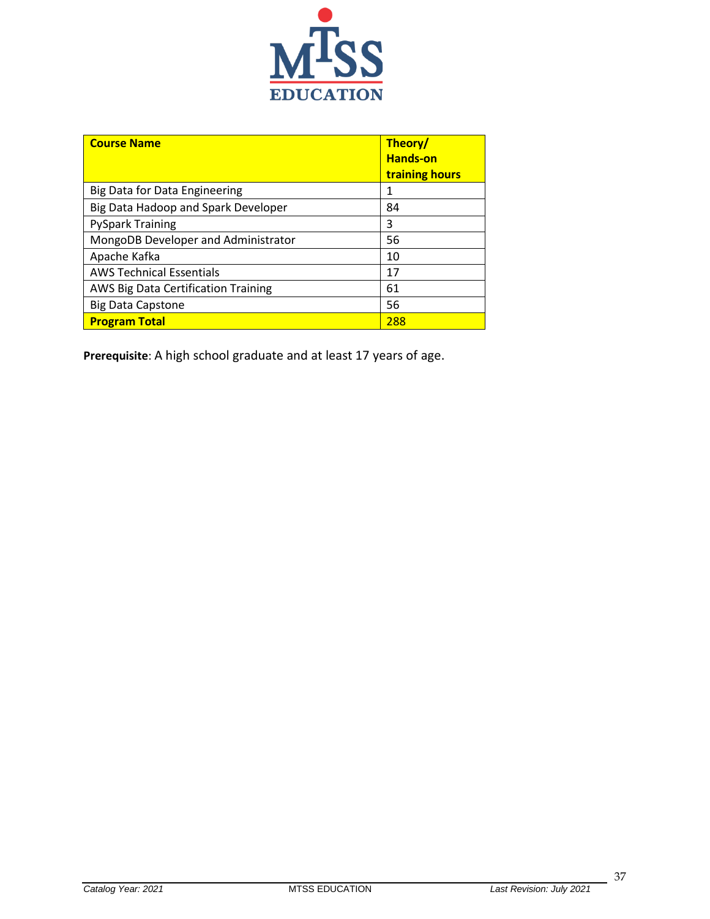| Course Name | Theory/ Hands-on training hours |
| --- | --- |
| Big Data for Data Engineering | 1 |
| Big Data Hadoop and Spark Developer | 84 |
| PySpark Training | 3 |
| MongoDB Developer and Administrator | 56 |
| Apache Kafka | 10 |
| AWS Technical Essentials | 17 |
| AWS Big Data Certification Training | 61 |
| Big Data Capstone | 56 |
| **Program Total** | 288 |

**Prerequisite**: A high school graduate and at least 17 years of age.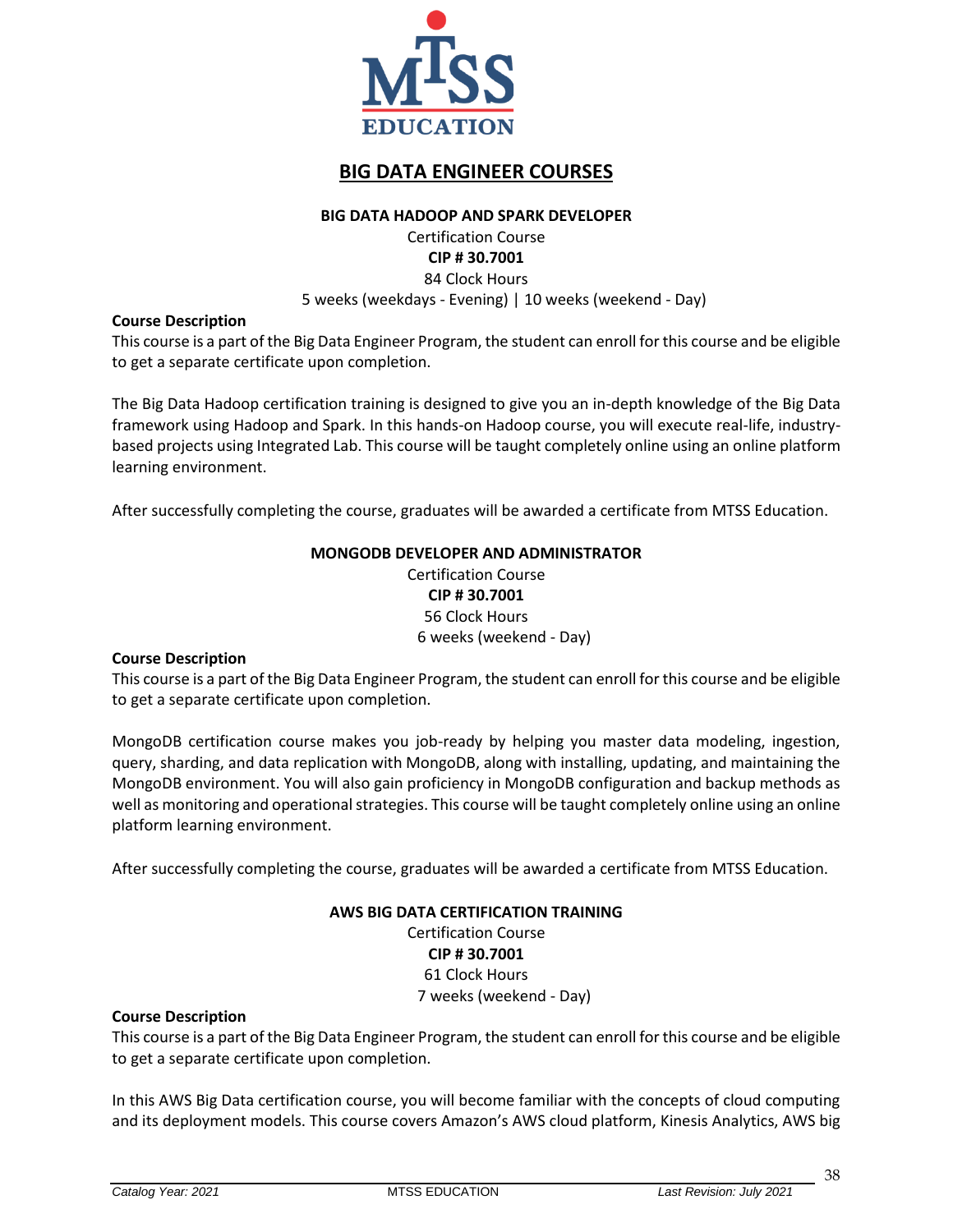## BIG DATA ENGINEER COURSES

**BIG DATA HADOOP AND SPARK DEVELOPER**

Certification Course

**CIP # 30.7001**

84 Clock Hours

5 weeks (weekdays - Evening) | 10 weeks (weekend - Day)

**Course Description**

This course is a part of the Big Data Engineer Program, the student can enroll for this course and be eligible to get a separate certificate upon completion.

The Big Data Hadoop certification training is designed to give you an in-depth knowledge of the Big Data framework using Hadoop and Spark. In this hands-on Hadoop course, you will execute real-life, industry-based projects using Integrated Lab. This course will be taught completely online using an online platform learning environment.

After successfully completing the course, graduates will be awarded a certificate from MTSS Education.

**MONGODB DEVELOPER AND ADMINISTRATOR**

Certification Course

**CIP # 30.7001**

56 Clock Hours

6 weeks (weekend - Day)

**Course Description**

This course is a part of the Big Data Engineer Program, the student can enroll for this course and be eligible to get a separate certificate upon completion.

MongoDB certification course makes you job-ready by helping you master data modeling, ingestion, query, sharding, and data replication with MongoDB, along with installing, updating, and maintaining the MongoDB environment. You will also gain proficiency in MongoDB configuration and backup methods as well as monitoring and operational strategies. This course will be taught completely online using an online platform learning environment.

After successfully completing the course, graduates will be awarded a certificate from MTSS Education.

**AWS BIG DATA CERTIFICATION TRAINING**

Certification Course

**CIP # 30.7001**

61 Clock Hours

7 weeks (weekend - Day)

**Course Description**

This course is a part of the Big Data Engineer Program, the student can enroll for this course and be eligible to get a separate certificate upon completion.

In this AWS Big Data certification course, you will become familiar with the concepts of cloud computing and its deployment models. This course covers Amazon's AWS cloud platform, Kinesis Analytics, AWS big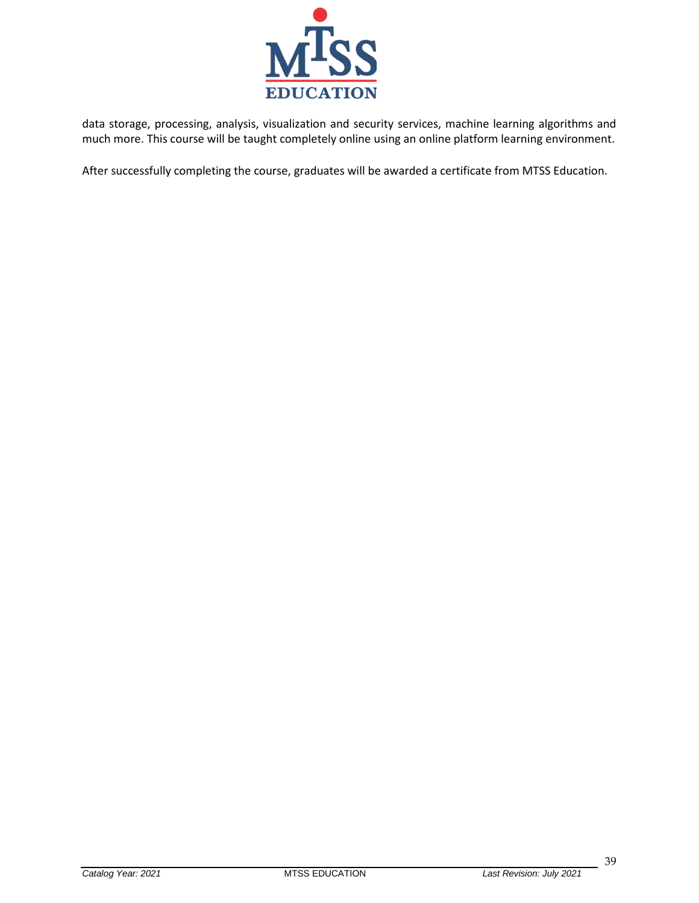data storage, processing, analysis, visualization and security services, machine learning algorithms and much more. This course will be taught completely online using an online platform learning environment.

After successfully completing the course, graduates will be awarded a certificate from MTSS Education.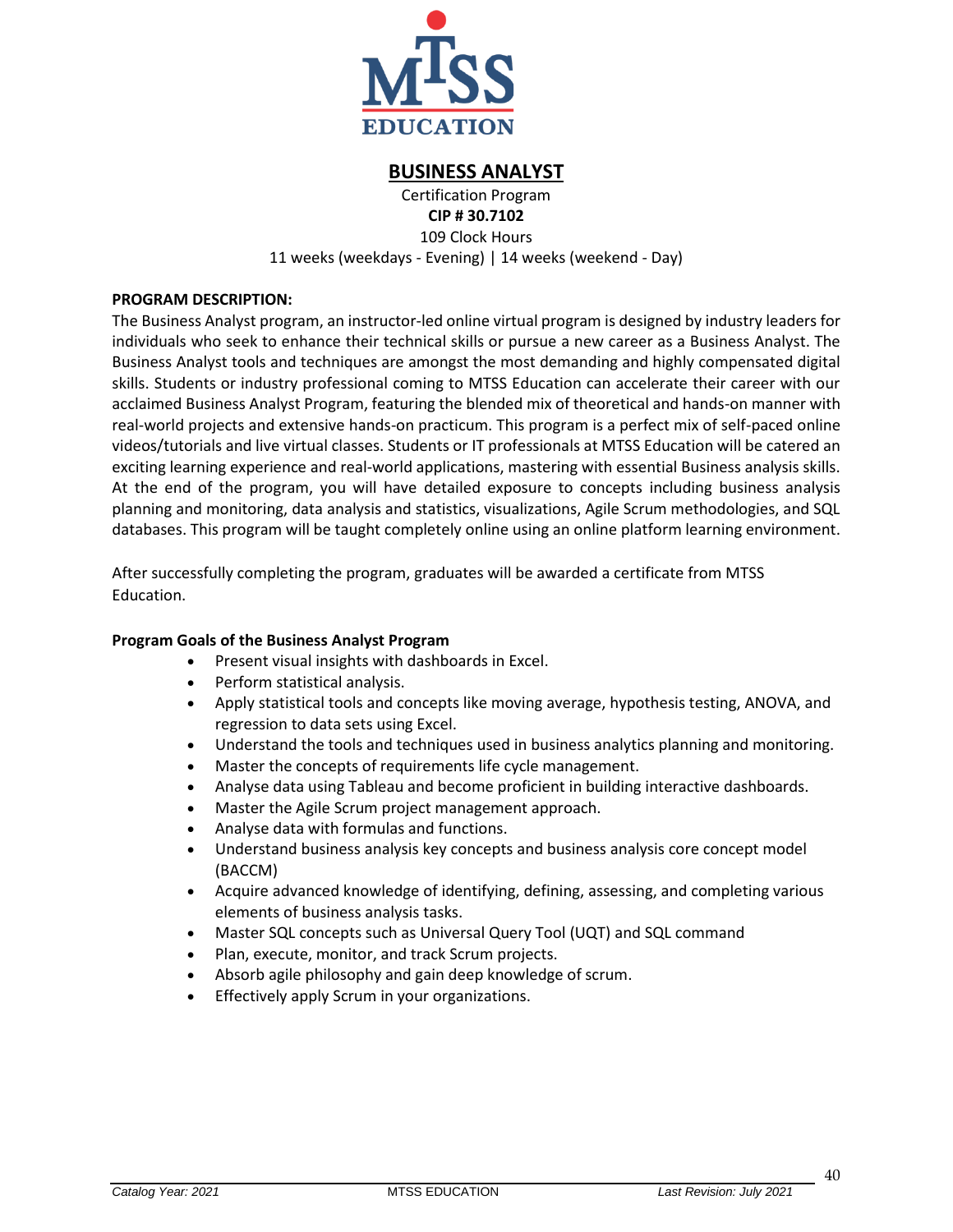# BUSINESS ANALYST

Certification Program

**CIP # 30.7102**

109 Clock Hours

11 weeks (weekdays - Evening) | 14 weeks (weekend - Day)

**PROGRAM DESCRIPTION:**

The Business Analyst program, an instructor-led online virtual program is designed by industry leaders for individuals who seek to enhance their technical skills or pursue a new career as a Business Analyst. The Business Analyst tools and techniques are amongst the most demanding and highly compensated digital skills. Students or industry professional coming to MTSS Education can accelerate their career with our acclaimed Business Analyst Program, featuring the blended mix of theoretical and hands-on manner with real-world projects and extensive hands-on practicum. This program is a perfect mix of self-paced online videos/tutorials and live virtual classes. Students or IT professionals at MTSS Education will be catered an exciting learning experience and real-world applications, mastering with essential Business analysis skills. At the end of the program, you will have detailed exposure to concepts including business analysis planning and monitoring, data analysis and statistics, visualizations, Agile Scrum methodologies, and SQL databases. This program will be taught completely online using an online platform learning environment.

After successfully completing the program, graduates will be awarded a certificate from MTSS Education.

**Program Goals of the Business Analyst Program**

- Present visual insights with dashboards in Excel.
- Perform statistical analysis.
- Apply statistical tools and concepts like moving average, hypothesis testing, ANOVA, and regression to data sets using Excel.
- Understand the tools and techniques used in business analytics planning and monitoring.
- Master the concepts of requirements life cycle management.
- Analyse data using Tableau and become proficient in building interactive dashboards.
- Master the Agile Scrum project management approach.
- Analyse data with formulas and functions.
- Understand business analysis key concepts and business analysis core concept model (BACCM)
- Acquire advanced knowledge of identifying, defining, assessing, and completing various elements of business analysis tasks.
- Master SQL concepts such as Universal Query Tool (UQT) and SQL command
- Plan, execute, monitor, and track Scrum projects.
- Absorb agile philosophy and gain deep knowledge of scrum.
- Effectively apply Scrum in your organizations.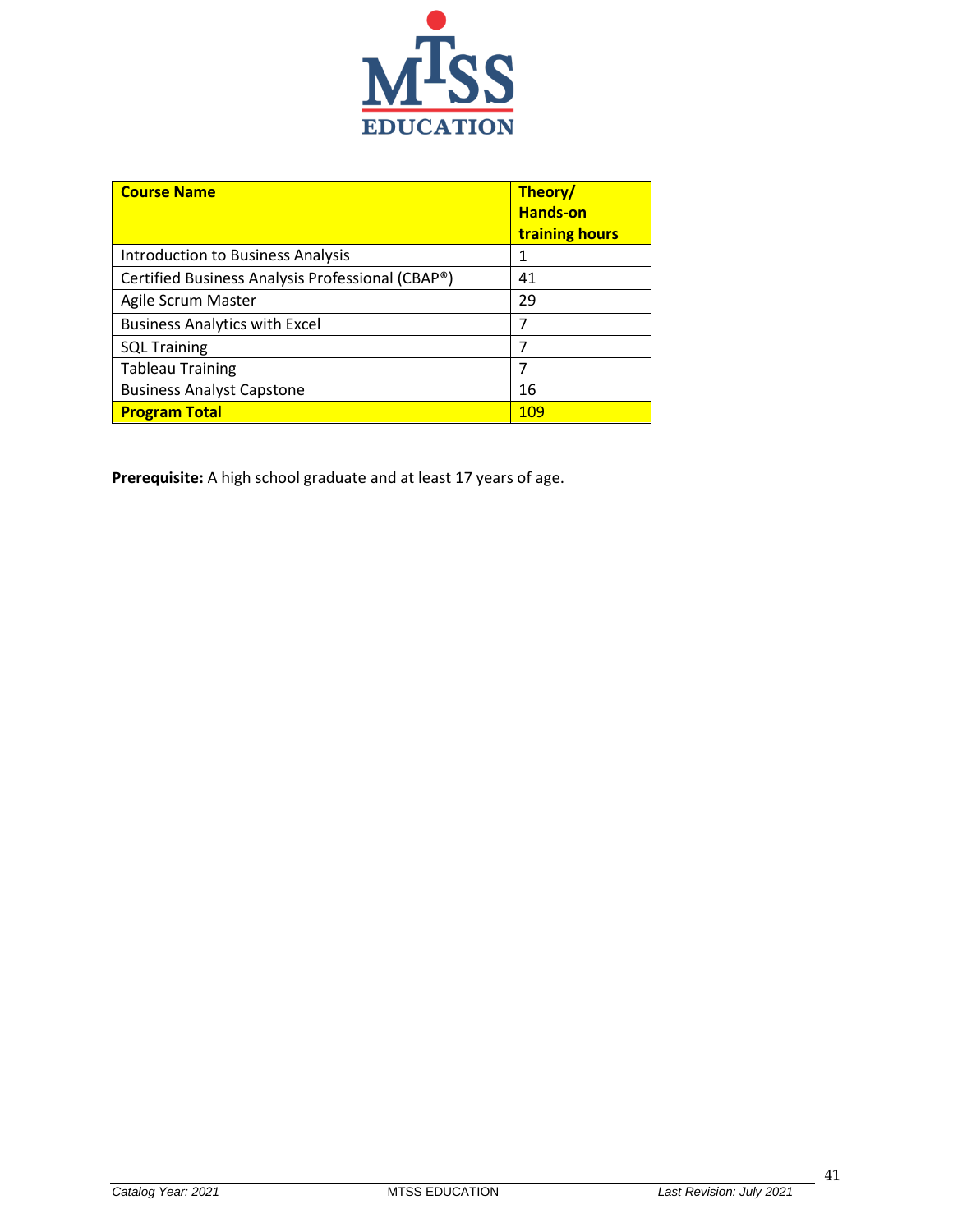| Course Name | Theory/ Hands-on training hours |
|---|---|
| Introduction to Business Analysis | 1 |
| Certified Business Analysis Professional (CBAP®) | 41 |
| Agile Scrum Master | 29 |
| Business Analytics with Excel | 7 |
| SQL Training | 7 |
| Tableau Training | 7 |
| Business Analyst Capstone | 16 |
| **Program Total** | 109 |

**Prerequisite:** A high school graduate and at least 17 years of age.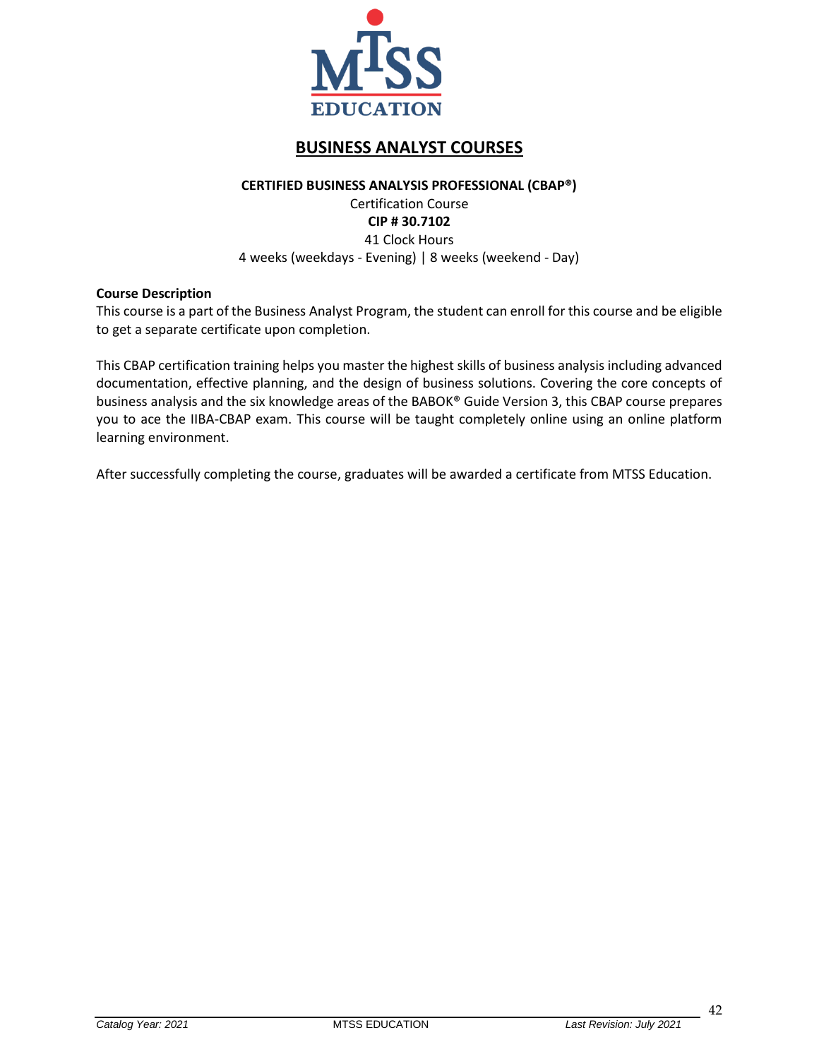# BUSINESS ANALYST COURSES

**CERTIFIED BUSINESS ANALYSIS PROFESSIONAL (CBAP®)**

Certification Course

**CIP # 30.7102**

41 Clock Hours

4 weeks (weekdays - Evening) | 8 weeks (weekend - Day)

**Course Description**

This course is a part of the Business Analyst Program, the student can enroll for this course and be eligible to get a separate certificate upon completion.

This CBAP certification training helps you master the highest skills of business analysis including advanced documentation, effective planning, and the design of business solutions. Covering the core concepts of business analysis and the six knowledge areas of the BABOK® Guide Version 3, this CBAP course prepares you to ace the IIBA-CBAP exam. This course will be taught completely online using an online platform learning environment.

After successfully completing the course, graduates will be awarded a certificate from MTSS Education.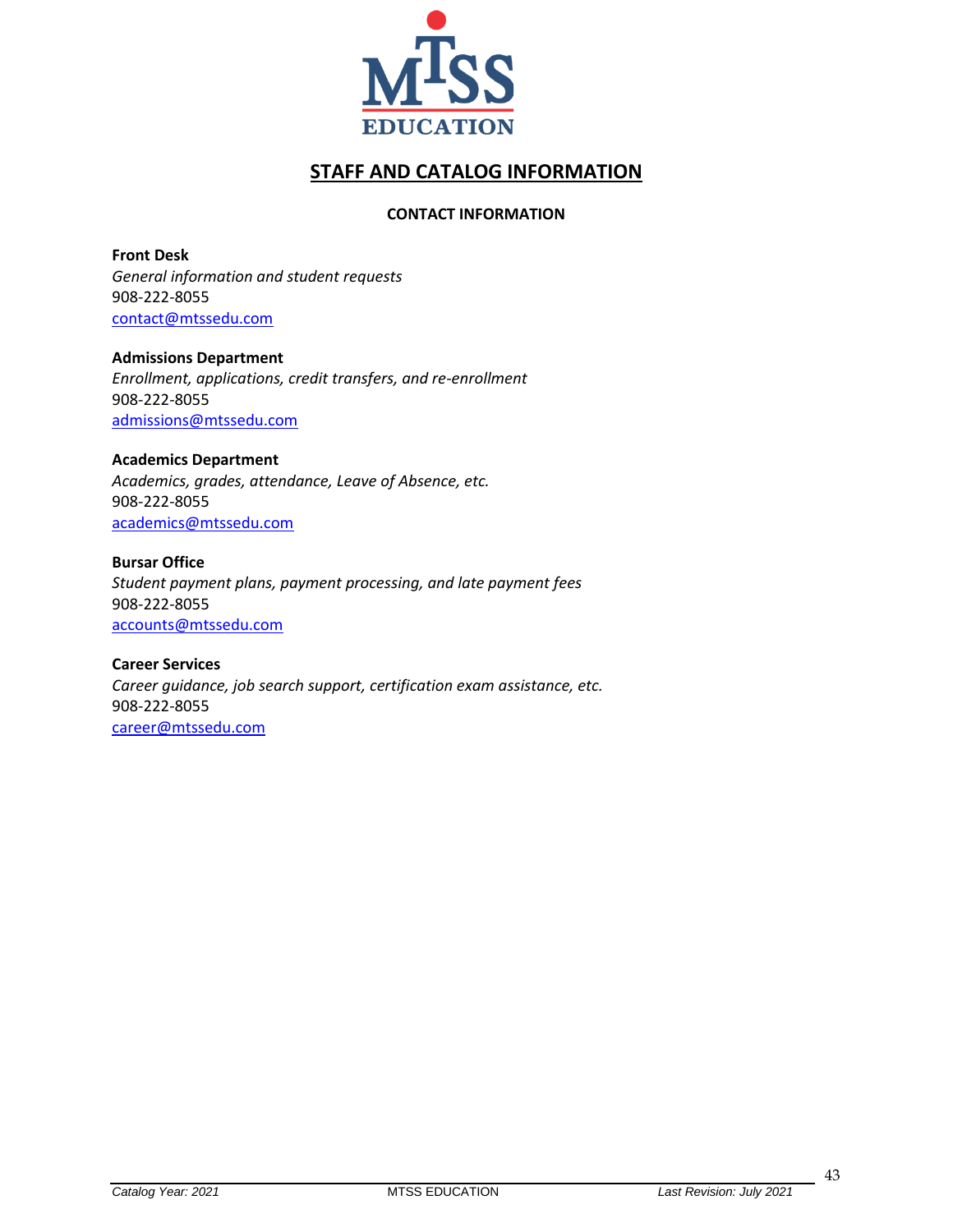# STAFF AND CATALOG INFORMATION

## CONTACT INFORMATION

**Front Desk**
*General information and student requests*
908-222-8055
contact@mtssedu.com

**Admissions Department**
*Enrollment, applications, credit transfers, and re-enrollment*
908-222-8055
admissions@mtssedu.com

**Academics Department**
*Academics, grades, attendance, Leave of Absence, etc.*
908-222-8055
academics@mtssedu.com

**Bursar Office**
*Student payment plans, payment processing, and late payment fees*
908-222-8055
accounts@mtssedu.com

**Career Services**
*Career guidance, job search support, certification exam assistance, etc.*
908-222-8055
career@mtssedu.com